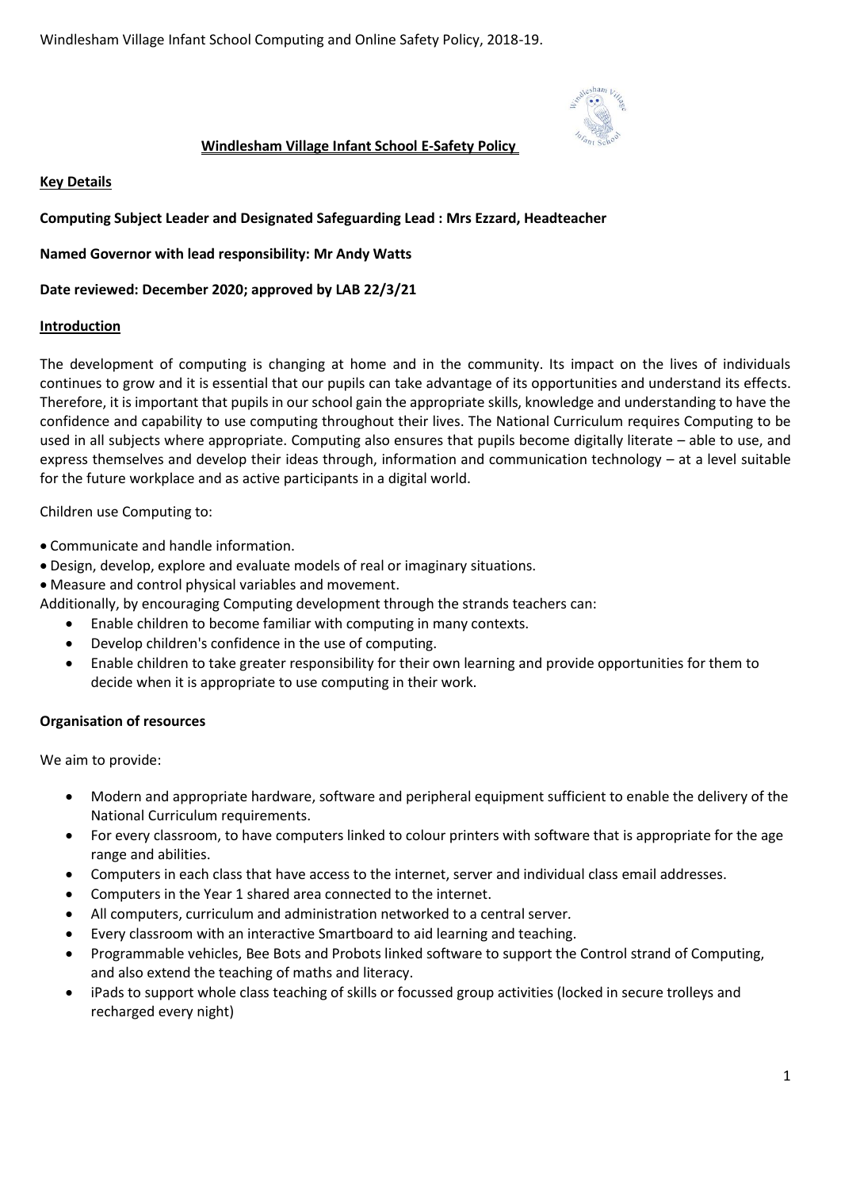# Windlesham Village Infant School E-Safety Policy

**Key Details**

**Computing Subject Leader and Designated Safeguarding Lead : Mrs Ezzard, Headteacher**

**Named Governor with lead responsibility: Mr Andy Watts**

**Date reviewed: December 2020; approved by LAB 22/3/21**

## Introduction

The development of computing is changing at home and in the community. Its impact on the lives of individuals continues to grow and it is essential that our pupils can take advantage of its opportunities and understand its effects. Therefore, it is important that pupils in our school gain the appropriate skills, knowledge and understanding to have the confidence and capability to use computing throughout their lives. The National Curriculum requires Computing to be used in all subjects where appropriate. Computing also ensures that pupils become digitally literate – able to use, and express themselves and develop their ideas through, information and communication technology – at a level suitable for the future workplace and as active participants in a digital world.

Children use Computing to:

- Communicate and handle information.
- Design, develop, explore and evaluate models of real or imaginary situations.
- Measure and control physical variables and movement.

Additionally, by encouraging Computing development through the strands teachers can:

- Enable children to become familiar with computing in many contexts.
- Develop children's confidence in the use of computing.
- Enable children to take greater responsibility for their own learning and provide opportunities for them to decide when it is appropriate to use computing in their work.

## Organisation of resources

We aim to provide:

- Modern and appropriate hardware, software and peripheral equipment sufficient to enable the delivery of the National Curriculum requirements.
- For every classroom, to have computers linked to colour printers with software that is appropriate for the age range and abilities.
- Computers in each class that have access to the internet, server and individual class email addresses.
- Computers in the Year 1 shared area connected to the internet.
- All computers, curriculum and administration networked to a central server.
- Every classroom with an interactive Smartboard to aid learning and teaching.
- Programmable vehicles, Bee Bots and Probots linked software to support the Control strand of Computing, and also extend the teaching of maths and literacy.
- iPads to support whole class teaching of skills or focussed group activities (locked in secure trolleys and recharged every night)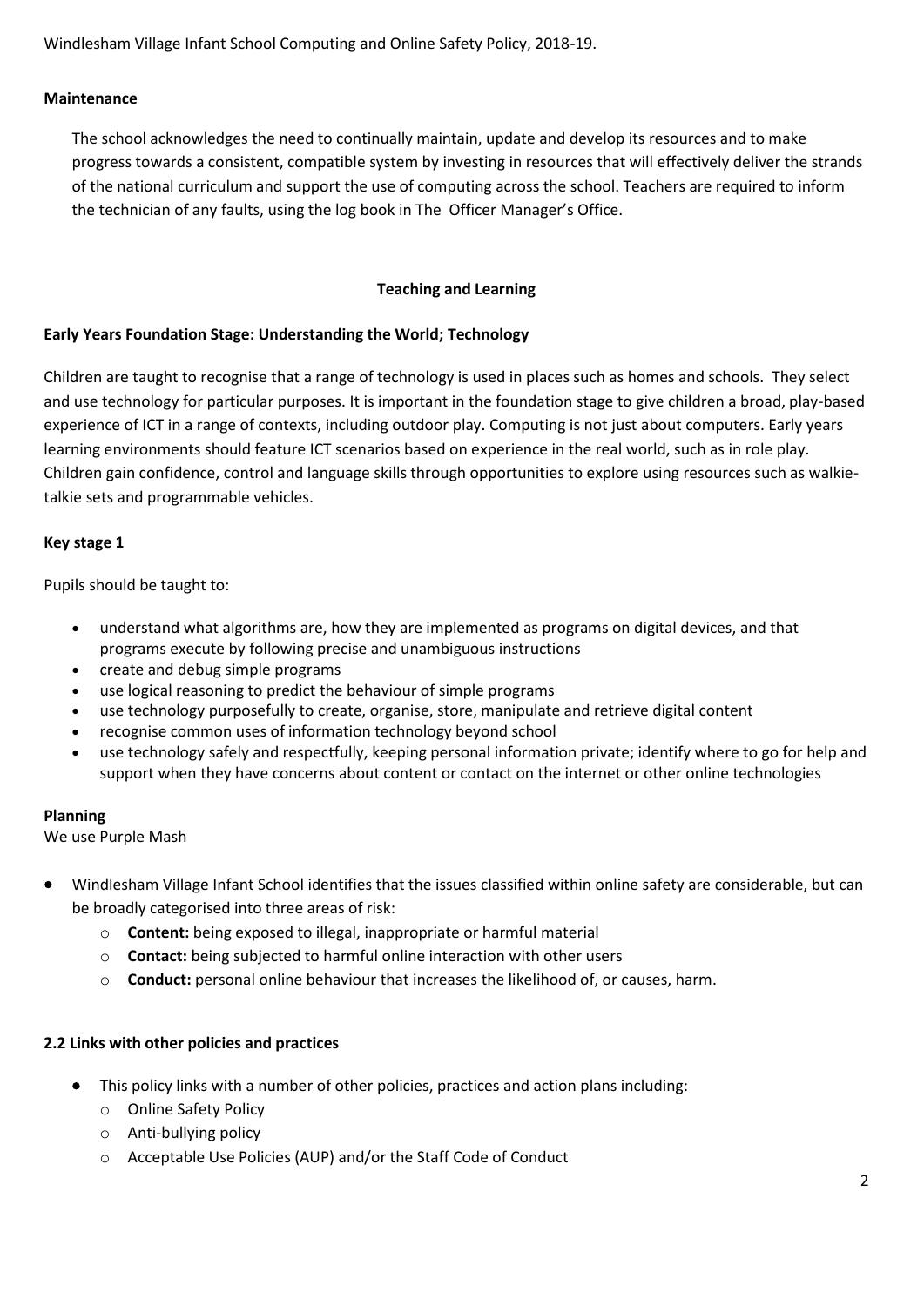**Maintenance**

The school acknowledges the need to continually maintain, update and develop its resources and to make progress towards a consistent, compatible system by investing in resources that will effectively deliver the strands of the national curriculum and support the use of computing across the school. Teachers are required to inform the technician of any faults, using the log book in The Officer Manager's Office.

## Teaching and Learning

**Early Years Foundation Stage: Understanding the World; Technology**

Children are taught to recognise that a range of technology is used in places such as homes and schools. They select and use technology for particular purposes. It is important in the foundation stage to give children a broad, play-based experience of ICT in a range of contexts, including outdoor play. Computing is not just about computers. Early years learning environments should feature ICT scenarios based on experience in the real world, such as in role play. Children gain confidence, control and language skills through opportunities to explore using resources such as walkie-talkie sets and programmable vehicles.

**Key stage 1**

Pupils should be taught to:

- understand what algorithms are, how they are implemented as programs on digital devices, and that programs execute by following precise and unambiguous instructions
- create and debug simple programs
- use logical reasoning to predict the behaviour of simple programs
- use technology purposefully to create, organise, store, manipulate and retrieve digital content
- recognise common uses of information technology beyond school
- use technology safely and respectfully, keeping personal information private; identify where to go for help and support when they have concerns about content or contact on the internet or other online technologies

**Planning**

We use Purple Mash

- Windlesham Village Infant School identifies that the issues classified within online safety are considerable, but can be broadly categorised into three areas of risk:
  - **Content:** being exposed to illegal, inappropriate or harmful material
  - **Contact:** being subjected to harmful online interaction with other users
  - **Conduct:** personal online behaviour that increases the likelihood of, or causes, harm.

**2.2 Links with other policies and practices**

- This policy links with a number of other policies, practices and action plans including:
  - Online Safety Policy
  - Anti-bullying policy
  - Acceptable Use Policies (AUP) and/or the Staff Code of Conduct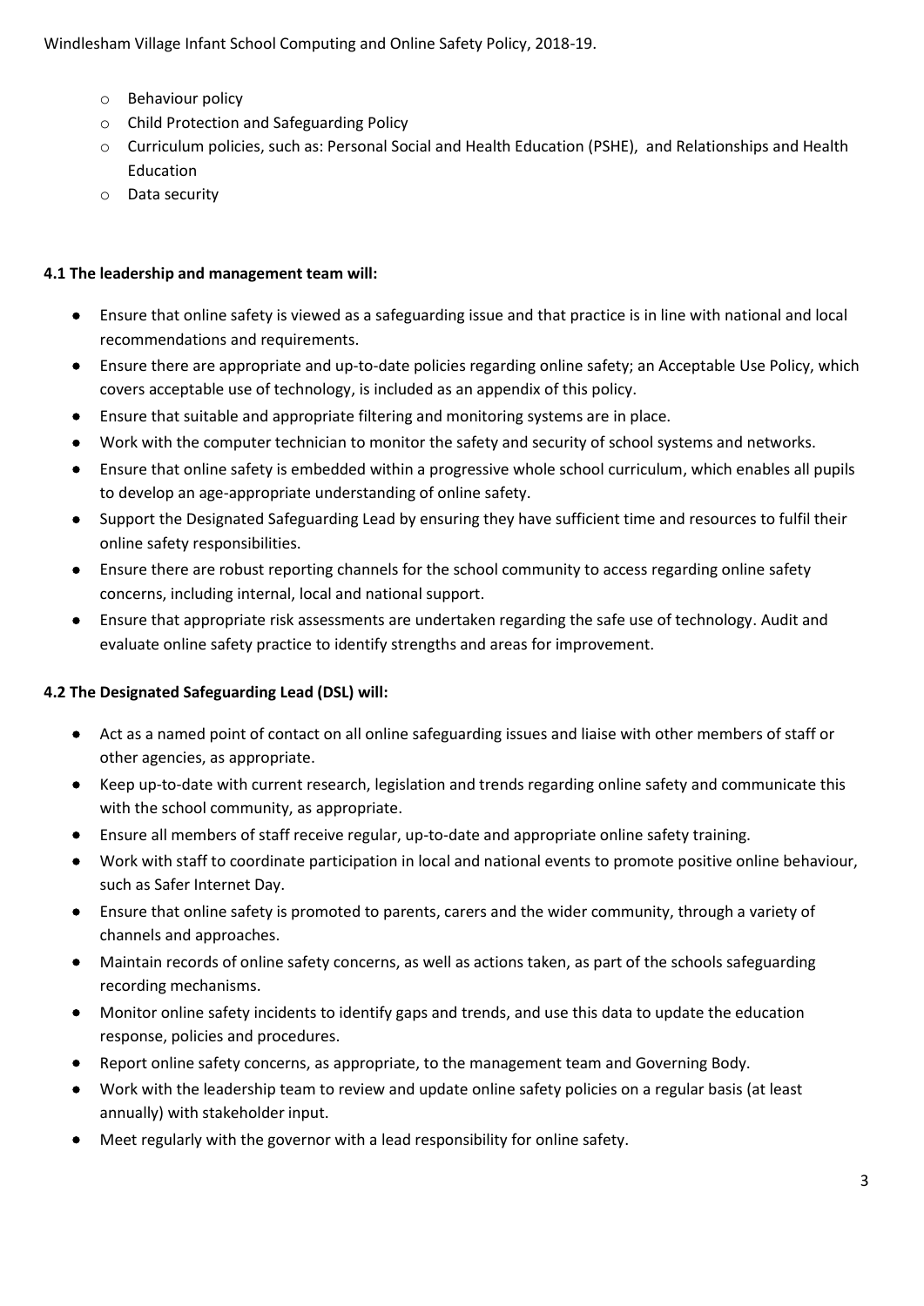- Behaviour policy
- Child Protection and Safeguarding Policy
- Curriculum policies, such as: Personal Social and Health Education (PSHE), and Relationships and Health Education
- Data security

**4.1 The leadership and management team will:**

- Ensure that online safety is viewed as a safeguarding issue and that practice is in line with national and local recommendations and requirements.
- Ensure there are appropriate and up-to-date policies regarding online safety; an Acceptable Use Policy, which covers acceptable use of technology, is included as an appendix of this policy.
- Ensure that suitable and appropriate filtering and monitoring systems are in place.
- Work with the computer technician to monitor the safety and security of school systems and networks.
- Ensure that online safety is embedded within a progressive whole school curriculum, which enables all pupils to develop an age-appropriate understanding of online safety.
- Support the Designated Safeguarding Lead by ensuring they have sufficient time and resources to fulfil their online safety responsibilities.
- Ensure there are robust reporting channels for the school community to access regarding online safety concerns, including internal, local and national support.
- Ensure that appropriate risk assessments are undertaken regarding the safe use of technology. Audit and evaluate online safety practice to identify strengths and areas for improvement.

**4.2 The Designated Safeguarding Lead (DSL) will:**

- Act as a named point of contact on all online safeguarding issues and liaise with other members of staff or other agencies, as appropriate.
- Keep up-to-date with current research, legislation and trends regarding online safety and communicate this with the school community, as appropriate.
- Ensure all members of staff receive regular, up-to-date and appropriate online safety training.
- Work with staff to coordinate participation in local and national events to promote positive online behaviour, such as Safer Internet Day.
- Ensure that online safety is promoted to parents, carers and the wider community, through a variety of channels and approaches.
- Maintain records of online safety concerns, as well as actions taken, as part of the schools safeguarding recording mechanisms.
- Monitor online safety incidents to identify gaps and trends, and use this data to update the education response, policies and procedures.
- Report online safety concerns, as appropriate, to the management team and Governing Body.
- Work with the leadership team to review and update online safety policies on a regular basis (at least annually) with stakeholder input.
- Meet regularly with the governor with a lead responsibility for online safety.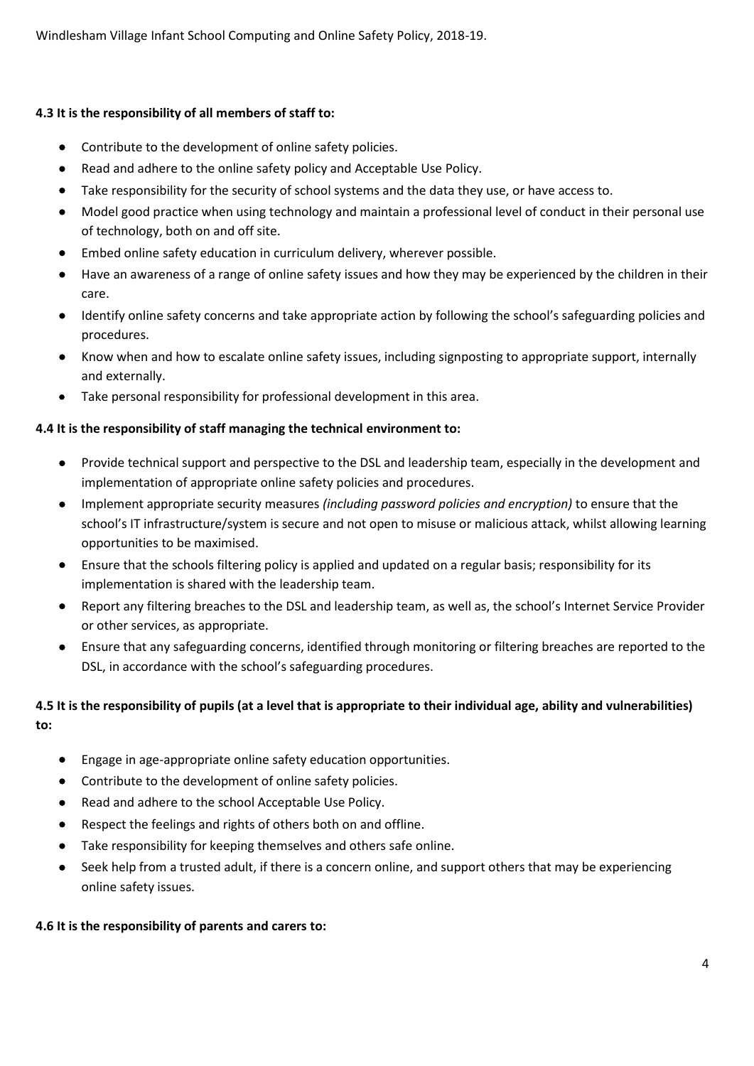**4.3 It is the responsibility of all members of staff to:**

- Contribute to the development of online safety policies.
- Read and adhere to the online safety policy and Acceptable Use Policy.
- Take responsibility for the security of school systems and the data they use, or have access to.
- Model good practice when using technology and maintain a professional level of conduct in their personal use of technology, both on and off site.
- Embed online safety education in curriculum delivery, wherever possible.
- Have an awareness of a range of online safety issues and how they may be experienced by the children in their care.
- Identify online safety concerns and take appropriate action by following the school's safeguarding policies and procedures.
- Know when and how to escalate online safety issues, including signposting to appropriate support, internally and externally.
- Take personal responsibility for professional development in this area.

**4.4 It is the responsibility of staff managing the technical environment to:**

- Provide technical support and perspective to the DSL and leadership team, especially in the development and implementation of appropriate online safety policies and procedures.
- Implement appropriate security measures *(including password policies and encryption)* to ensure that the school's IT infrastructure/system is secure and not open to misuse or malicious attack, whilst allowing learning opportunities to be maximised.
- Ensure that the schools filtering policy is applied and updated on a regular basis; responsibility for its implementation is shared with the leadership team.
- Report any filtering breaches to the DSL and leadership team, as well as, the school's Internet Service Provider or other services, as appropriate.
- Ensure that any safeguarding concerns, identified through monitoring or filtering breaches are reported to the DSL, in accordance with the school's safeguarding procedures.

**4.5 It is the responsibility of pupils (at a level that is appropriate to their individual age, ability and vulnerabilities) to:**

- Engage in age-appropriate online safety education opportunities.
- Contribute to the development of online safety policies.
- Read and adhere to the school Acceptable Use Policy.
- Respect the feelings and rights of others both on and offline.
- Take responsibility for keeping themselves and others safe online.
- Seek help from a trusted adult, if there is a concern online, and support others that may be experiencing online safety issues.

**4.6 It is the responsibility of parents and carers to:**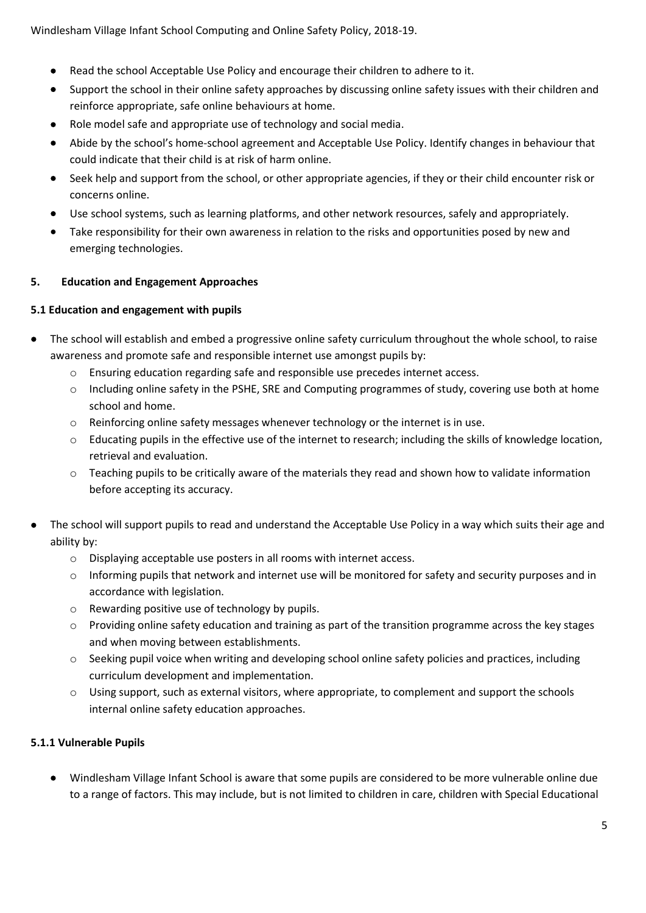- Read the school Acceptable Use Policy and encourage their children to adhere to it.
- Support the school in their online safety approaches by discussing online safety issues with their children and reinforce appropriate, safe online behaviours at home.
- Role model safe and appropriate use of technology and social media.
- Abide by the school's home-school agreement and Acceptable Use Policy. Identify changes in behaviour that could indicate that their child is at risk of harm online.
- Seek help and support from the school, or other appropriate agencies, if they or their child encounter risk or concerns online.
- Use school systems, such as learning platforms, and other network resources, safely and appropriately.
- Take responsibility for their own awareness in relation to the risks and opportunities posed by new and emerging technologies.

## 5. Education and Engagement Approaches

### 5.1 Education and engagement with pupils

- The school will establish and embed a progressive online safety curriculum throughout the whole school, to raise awareness and promote safe and responsible internet use amongst pupils by:
  - Ensuring education regarding safe and responsible use precedes internet access.
  - Including online safety in the PSHE, SRE and Computing programmes of study, covering use both at home school and home.
  - Reinforcing online safety messages whenever technology or the internet is in use.
  - Educating pupils in the effective use of the internet to research; including the skills of knowledge location, retrieval and evaluation.
  - Teaching pupils to be critically aware of the materials they read and shown how to validate information before accepting its accuracy.

- The school will support pupils to read and understand the Acceptable Use Policy in a way which suits their age and ability by:
  - Displaying acceptable use posters in all rooms with internet access.
  - Informing pupils that network and internet use will be monitored for safety and security purposes and in accordance with legislation.
  - Rewarding positive use of technology by pupils.
  - Providing online safety education and training as part of the transition programme across the key stages and when moving between establishments.
  - Seeking pupil voice when writing and developing school online safety policies and practices, including curriculum development and implementation.
  - Using support, such as external visitors, where appropriate, to complement and support the schools internal online safety education approaches.

#### 5.1.1 Vulnerable Pupils

- Windlesham Village Infant School is aware that some pupils are considered to be more vulnerable online due to a range of factors. This may include, but is not limited to children in care, children with Special Educational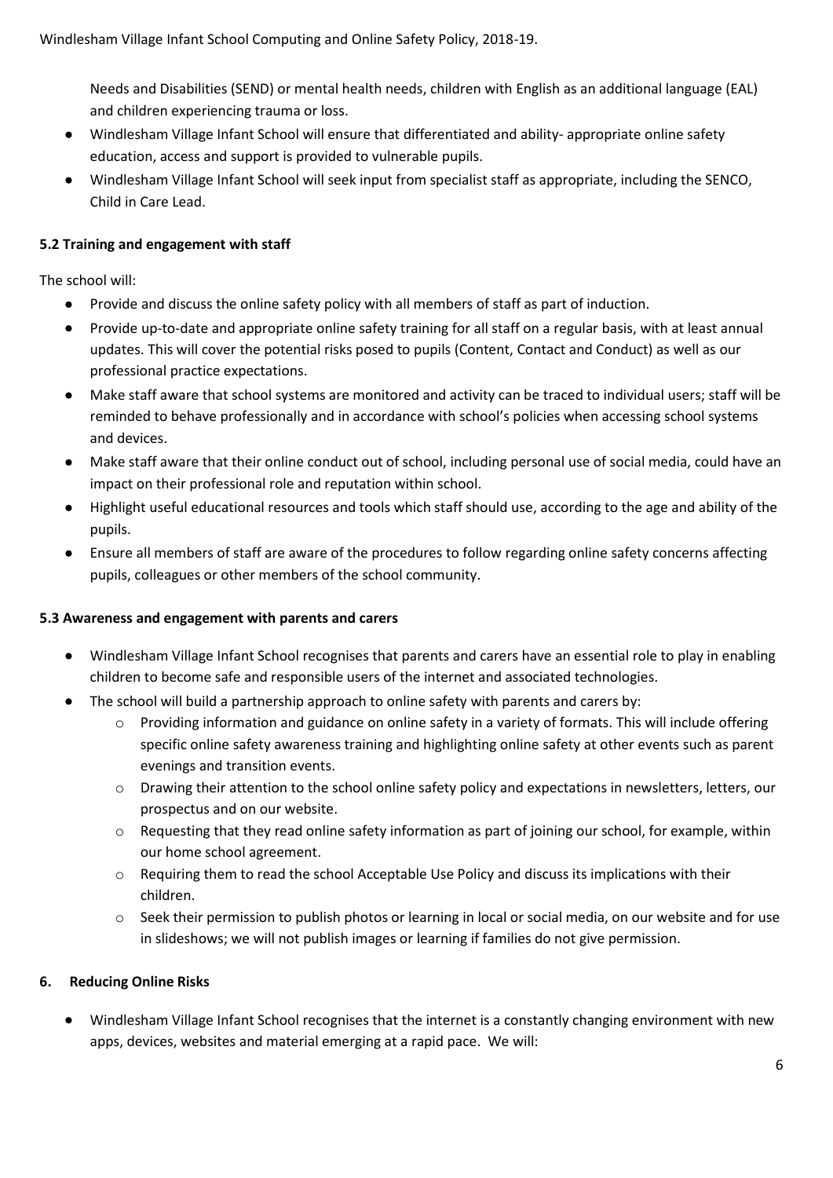Needs and Disabilities (SEND) or mental health needs, children with English as an additional language (EAL) and children experiencing trauma or loss.

- Windlesham Village Infant School will ensure that differentiated and ability- appropriate online safety education, access and support is provided to vulnerable pupils.
- Windlesham Village Infant School will seek input from specialist staff as appropriate, including the SENCO, Child in Care Lead.

**5.2 Training and engagement with staff**

The school will:

- Provide and discuss the online safety policy with all members of staff as part of induction.
- Provide up-to-date and appropriate online safety training for all staff on a regular basis, with at least annual updates. This will cover the potential risks posed to pupils (Content, Contact and Conduct) as well as our professional practice expectations.
- Make staff aware that school systems are monitored and activity can be traced to individual users; staff will be reminded to behave professionally and in accordance with school's policies when accessing school systems and devices.
- Make staff aware that their online conduct out of school, including personal use of social media, could have an impact on their professional role and reputation within school.
- Highlight useful educational resources and tools which staff should use, according to the age and ability of the pupils.
- Ensure all members of staff are aware of the procedures to follow regarding online safety concerns affecting pupils, colleagues or other members of the school community.

**5.3 Awareness and engagement with parents and carers**

- Windlesham Village Infant School recognises that parents and carers have an essential role to play in enabling children to become safe and responsible users of the internet and associated technologies.
- The school will build a partnership approach to online safety with parents and carers by:
    - Providing information and guidance on online safety in a variety of formats. This will include offering specific online safety awareness training and highlighting online safety at other events such as parent evenings and transition events.
    - Drawing their attention to the school online safety policy and expectations in newsletters, letters, our prospectus and on our website.
    - Requesting that they read online safety information as part of joining our school, for example, within our home school agreement.
    - Requiring them to read the school Acceptable Use Policy and discuss its implications with their children.
    - Seek their permission to publish photos or learning in local or social media, on our website and for use in slideshows; we will not publish images or learning if families do not give permission.

**6. Reducing Online Risks**

- Windlesham Village Infant School recognises that the internet is a constantly changing environment with new apps, devices, websites and material emerging at a rapid pace. We will: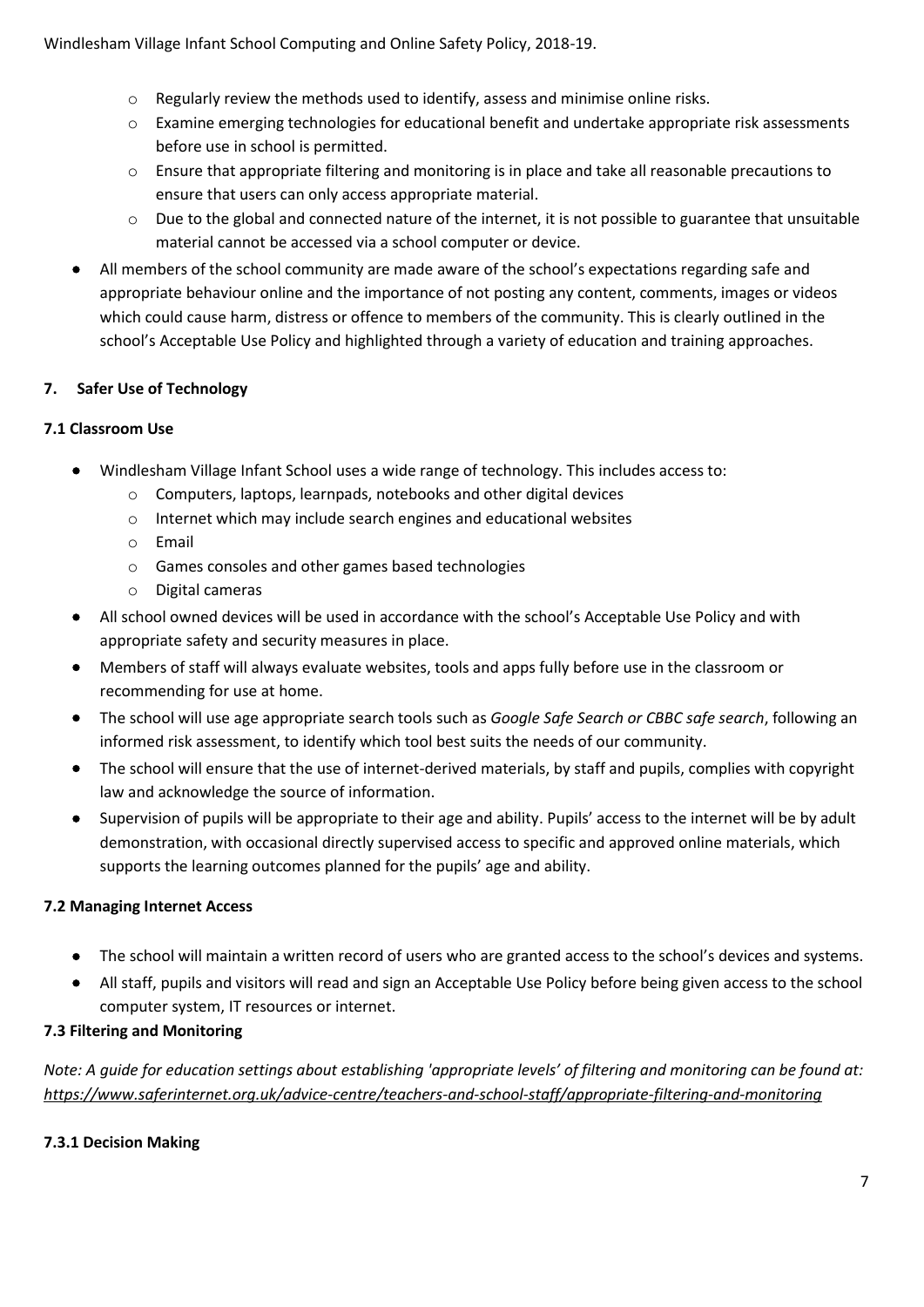- Regularly review the methods used to identify, assess and minimise online risks.
  - Examine emerging technologies for educational benefit and undertake appropriate risk assessments before use in school is permitted.
  - Ensure that appropriate filtering and monitoring is in place and take all reasonable precautions to ensure that users can only access appropriate material.
  - Due to the global and connected nature of the internet, it is not possible to guarantee that unsuitable material cannot be accessed via a school computer or device.
- All members of the school community are made aware of the school's expectations regarding safe and appropriate behaviour online and the importance of not posting any content, comments, images or videos which could cause harm, distress or offence to members of the community. This is clearly outlined in the school's Acceptable Use Policy and highlighted through a variety of education and training approaches.

## 7. Safer Use of Technology

### 7.1 Classroom Use

- Windlesham Village Infant School uses a wide range of technology. This includes access to:
  - Computers, laptops, learnpads, notebooks and other digital devices
  - Internet which may include search engines and educational websites
  - Email
  - Games consoles and other games based technologies
  - Digital cameras
- All school owned devices will be used in accordance with the school's Acceptable Use Policy and with appropriate safety and security measures in place.
- Members of staff will always evaluate websites, tools and apps fully before use in the classroom or recommending for use at home.
- The school will use age appropriate search tools such as *Google Safe Search or CBBC safe search*, following an informed risk assessment, to identify which tool best suits the needs of our community.
- The school will ensure that the use of internet-derived materials, by staff and pupils, complies with copyright law and acknowledge the source of information.
- Supervision of pupils will be appropriate to their age and ability. Pupils' access to the internet will be by adult demonstration, with occasional directly supervised access to specific and approved online materials, which supports the learning outcomes planned for the pupils' age and ability.

### 7.2 Managing Internet Access

- The school will maintain a written record of users who are granted access to the school's devices and systems.
- All staff, pupils and visitors will read and sign an Acceptable Use Policy before being given access to the school computer system, IT resources or internet.

### 7.3 Filtering and Monitoring

*Note: A guide for education settings about establishing 'appropriate levels' of filtering and monitoring can be found at: https://www.saferinternet.org.uk/advice-centre/teachers-and-school-staff/appropriate-filtering-and-monitoring*

#### 7.3.1 Decision Making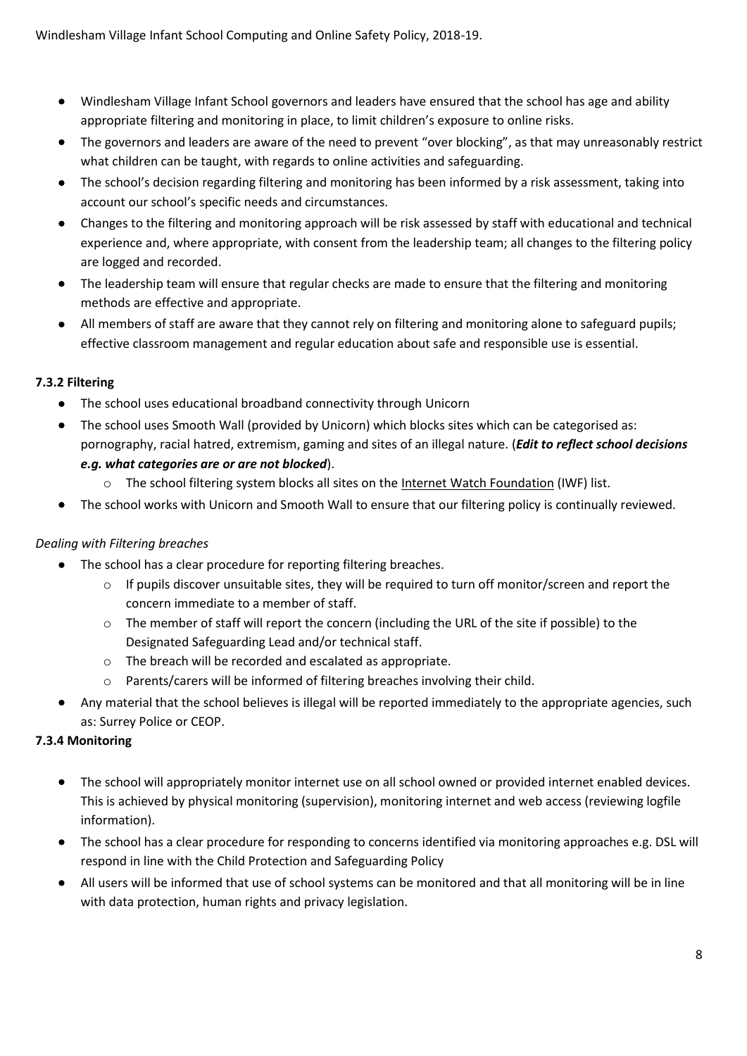- Windlesham Village Infant School governors and leaders have ensured that the school has age and ability appropriate filtering and monitoring in place, to limit children's exposure to online risks.
- The governors and leaders are aware of the need to prevent "over blocking", as that may unreasonably restrict what children can be taught, with regards to online activities and safeguarding.
- The school's decision regarding filtering and monitoring has been informed by a risk assessment, taking into account our school's specific needs and circumstances.
- Changes to the filtering and monitoring approach will be risk assessed by staff with educational and technical experience and, where appropriate, with consent from the leadership team; all changes to the filtering policy are logged and recorded.
- The leadership team will ensure that regular checks are made to ensure that the filtering and monitoring methods are effective and appropriate.
- All members of staff are aware that they cannot rely on filtering and monitoring alone to safeguard pupils; effective classroom management and regular education about safe and responsible use is essential.

**7.3.2 Filtering**

- The school uses educational broadband connectivity through Unicorn
- The school uses Smooth Wall (provided by Unicorn) which blocks sites which can be categorised as: pornography, racial hatred, extremism, gaming and sites of an illegal nature. (***Edit to reflect school decisions e.g. what categories are or are not blocked***).
    - The school filtering system blocks all sites on the Internet Watch Foundation (IWF) list.
- The school works with Unicorn and Smooth Wall to ensure that our filtering policy is continually reviewed.

*Dealing with Filtering breaches*

- The school has a clear procedure for reporting filtering breaches.
    - If pupils discover unsuitable sites, they will be required to turn off monitor/screen and report the concern immediate to a member of staff.
    - The member of staff will report the concern (including the URL of the site if possible) to the Designated Safeguarding Lead and/or technical staff.
    - The breach will be recorded and escalated as appropriate.
    - Parents/carers will be informed of filtering breaches involving their child.
- Any material that the school believes is illegal will be reported immediately to the appropriate agencies, such as: Surrey Police or CEOP.

**7.3.4 Monitoring**

- The school will appropriately monitor internet use on all school owned or provided internet enabled devices. This is achieved by physical monitoring (supervision), monitoring internet and web access (reviewing logfile information).
- The school has a clear procedure for responding to concerns identified via monitoring approaches e.g. DSL will respond in line with the Child Protection and Safeguarding Policy
- All users will be informed that use of school systems can be monitored and that all monitoring will be in line with data protection, human rights and privacy legislation.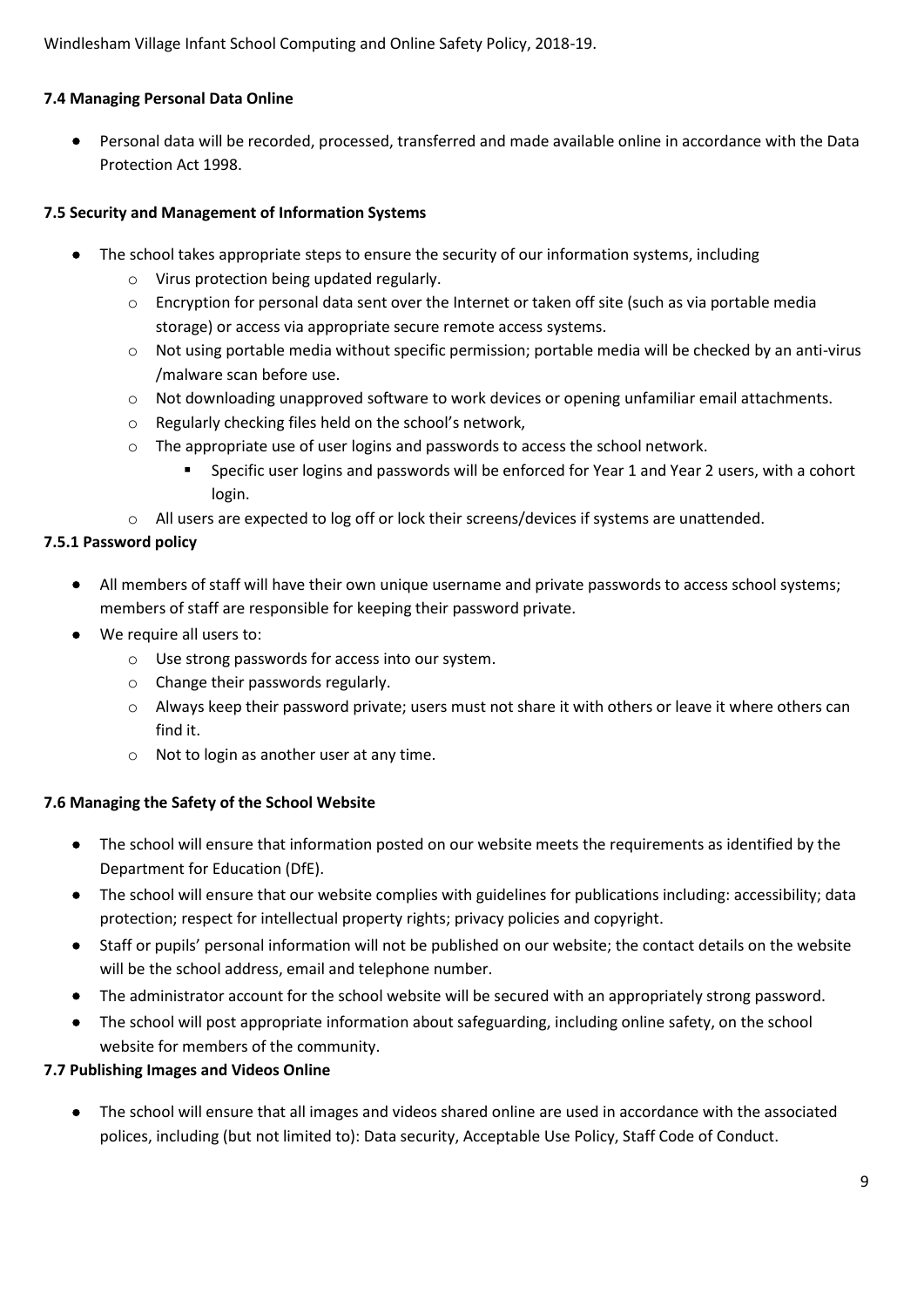**7.4 Managing Personal Data Online**

- Personal data will be recorded, processed, transferred and made available online in accordance with the Data Protection Act 1998.

**7.5 Security and Management of Information Systems**

- The school takes appropriate steps to ensure the security of our information systems, including
  - Virus protection being updated regularly.
  - Encryption for personal data sent over the Internet or taken off site (such as via portable media storage) or access via appropriate secure remote access systems.
  - Not using portable media without specific permission; portable media will be checked by an anti-virus /malware scan before use.
  - Not downloading unapproved software to work devices or opening unfamiliar email attachments.
  - Regularly checking files held on the school's network,
  - The appropriate use of user logins and passwords to access the school network.
    - Specific user logins and passwords will be enforced for Year 1 and Year 2 users, with a cohort login.
  - All users are expected to log off or lock their screens/devices if systems are unattended.

**7.5.1 Password policy**

- All members of staff will have their own unique username and private passwords to access school systems; members of staff are responsible for keeping their password private.
- We require all users to:
  - Use strong passwords for access into our system.
  - Change their passwords regularly.
  - Always keep their password private; users must not share it with others or leave it where others can find it.
  - Not to login as another user at any time.

**7.6 Managing the Safety of the School Website**

- The school will ensure that information posted on our website meets the requirements as identified by the Department for Education (DfE).
- The school will ensure that our website complies with guidelines for publications including: accessibility; data protection; respect for intellectual property rights; privacy policies and copyright.
- Staff or pupils' personal information will not be published on our website; the contact details on the website will be the school address, email and telephone number.
- The administrator account for the school website will be secured with an appropriately strong password.
- The school will post appropriate information about safeguarding, including online safety, on the school website for members of the community.

**7.7 Publishing Images and Videos Online**

- The school will ensure that all images and videos shared online are used in accordance with the associated polices, including (but not limited to): Data security, Acceptable Use Policy, Staff Code of Conduct.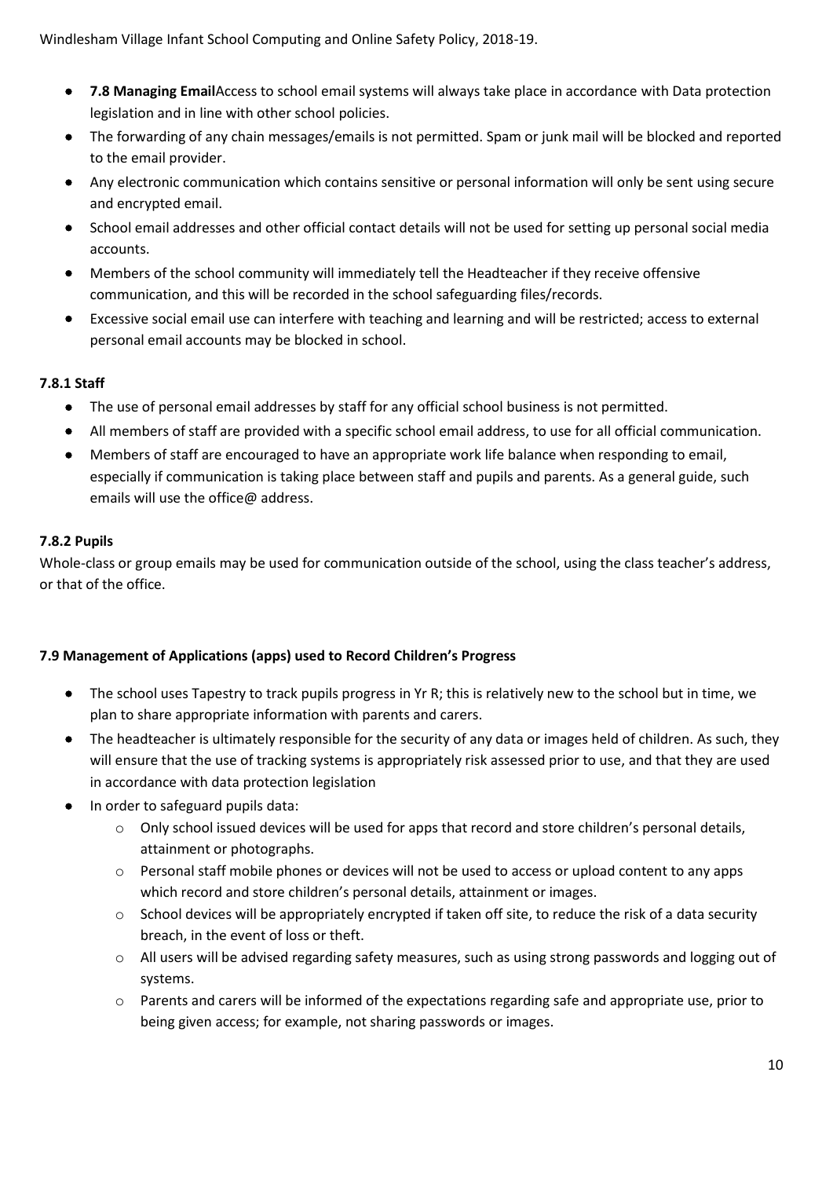- **7.8 Managing Email**Access to school email systems will always take place in accordance with Data protection legislation and in line with other school policies.
- The forwarding of any chain messages/emails is not permitted. Spam or junk mail will be blocked and reported to the email provider.
- Any electronic communication which contains sensitive or personal information will only be sent using secure and encrypted email.
- School email addresses and other official contact details will not be used for setting up personal social media accounts.
- Members of the school community will immediately tell the Headteacher if they receive offensive communication, and this will be recorded in the school safeguarding files/records.
- Excessive social email use can interfere with teaching and learning and will be restricted; access to external personal email accounts may be blocked in school.

#### 7.8.1 Staff

- The use of personal email addresses by staff for any official school business is not permitted.
- All members of staff are provided with a specific school email address, to use for all official communication.
- Members of staff are encouraged to have an appropriate work life balance when responding to email, especially if communication is taking place between staff and pupils and parents. As a general guide, such emails will use the office@ address.

#### 7.8.2 Pupils

Whole-class or group emails may be used for communication outside of the school, using the class teacher's address, or that of the office.

### 7.9 Management of Applications (apps) used to Record Children's Progress

- The school uses Tapestry to track pupils progress in Yr R; this is relatively new to the school but in time, we plan to share appropriate information with parents and carers.
- The headteacher is ultimately responsible for the security of any data or images held of children. As such, they will ensure that the use of tracking systems is appropriately risk assessed prior to use, and that they are used in accordance with data protection legislation
- In order to safeguard pupils data:
  - Only school issued devices will be used for apps that record and store children's personal details, attainment or photographs.
  - Personal staff mobile phones or devices will not be used to access or upload content to any apps which record and store children's personal details, attainment or images.
  - School devices will be appropriately encrypted if taken off site, to reduce the risk of a data security breach, in the event of loss or theft.
  - All users will be advised regarding safety measures, such as using strong passwords and logging out of systems.
  - Parents and carers will be informed of the expectations regarding safe and appropriate use, prior to being given access; for example, not sharing passwords or images.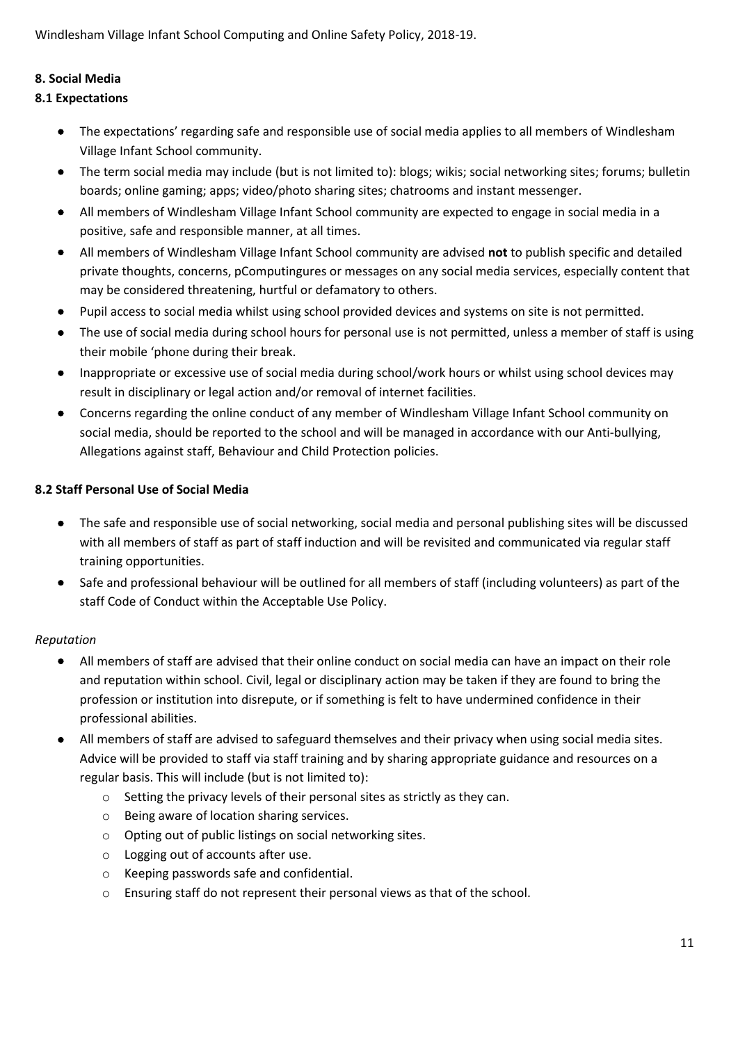## 8. Social Media

### 8.1 Expectations

- The expectations' regarding safe and responsible use of social media applies to all members of Windlesham Village Infant School community.
- The term social media may include (but is not limited to): blogs; wikis; social networking sites; forums; bulletin boards; online gaming; apps; video/photo sharing sites; chatrooms and instant messenger.
- All members of Windlesham Village Infant School community are expected to engage in social media in a positive, safe and responsible manner, at all times.
- All members of Windlesham Village Infant School community are advised **not** to publish specific and detailed private thoughts, concerns, pComputingures or messages on any social media services, especially content that may be considered threatening, hurtful or defamatory to others.
- Pupil access to social media whilst using school provided devices and systems on site is not permitted.
- The use of social media during school hours for personal use is not permitted, unless a member of staff is using their mobile 'phone during their break.
- Inappropriate or excessive use of social media during school/work hours or whilst using school devices may result in disciplinary or legal action and/or removal of internet facilities.
- Concerns regarding the online conduct of any member of Windlesham Village Infant School community on social media, should be reported to the school and will be managed in accordance with our Anti-bullying, Allegations against staff, Behaviour and Child Protection policies.

### 8.2 Staff Personal Use of Social Media

- The safe and responsible use of social networking, social media and personal publishing sites will be discussed with all members of staff as part of staff induction and will be revisited and communicated via regular staff training opportunities.
- Safe and professional behaviour will be outlined for all members of staff (including volunteers) as part of the staff Code of Conduct within the Acceptable Use Policy.

*Reputation*

- All members of staff are advised that their online conduct on social media can have an impact on their role and reputation within school. Civil, legal or disciplinary action may be taken if they are found to bring the profession or institution into disrepute, or if something is felt to have undermined confidence in their professional abilities.
- All members of staff are advised to safeguard themselves and their privacy when using social media sites. Advice will be provided to staff via staff training and by sharing appropriate guidance and resources on a regular basis. This will include (but is not limited to):
    - Setting the privacy levels of their personal sites as strictly as they can.
    - Being aware of location sharing services.
    - Opting out of public listings on social networking sites.
    - Logging out of accounts after use.
    - Keeping passwords safe and confidential.
    - Ensuring staff do not represent their personal views as that of the school.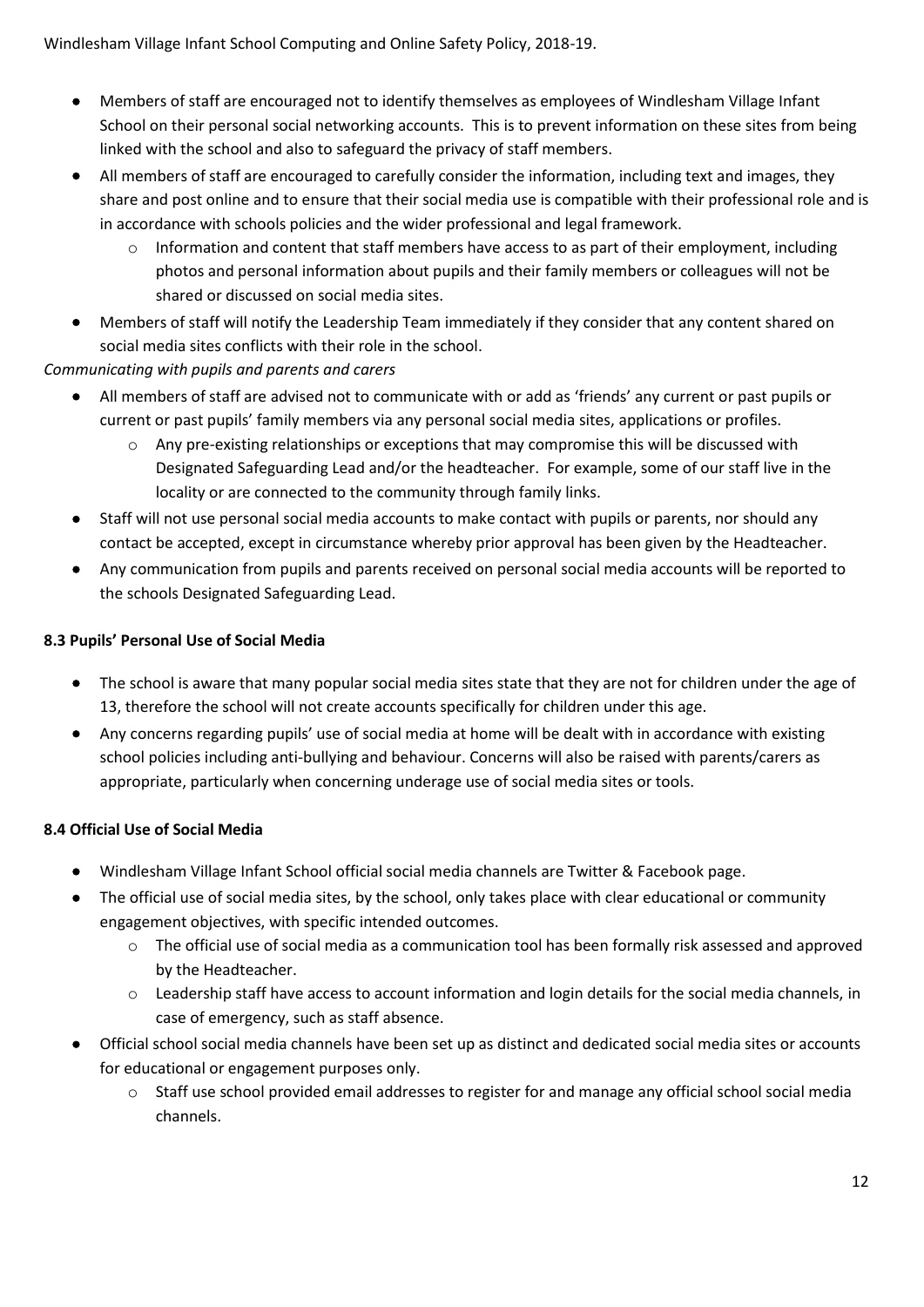- Members of staff are encouraged not to identify themselves as employees of Windlesham Village Infant School on their personal social networking accounts. This is to prevent information on these sites from being linked with the school and also to safeguard the privacy of staff members.
- All members of staff are encouraged to carefully consider the information, including text and images, they share and post online and to ensure that their social media use is compatible with their professional role and is in accordance with schools policies and the wider professional and legal framework.
    - Information and content that staff members have access to as part of their employment, including photos and personal information about pupils and their family members or colleagues will not be shared or discussed on social media sites.
- Members of staff will notify the Leadership Team immediately if they consider that any content shared on social media sites conflicts with their role in the school.

*Communicating with pupils and parents and carers*

- All members of staff are advised not to communicate with or add as 'friends' any current or past pupils or current or past pupils' family members via any personal social media sites, applications or profiles.
    - Any pre-existing relationships or exceptions that may compromise this will be discussed with Designated Safeguarding Lead and/or the headteacher. For example, some of our staff live in the locality or are connected to the community through family links.
- Staff will not use personal social media accounts to make contact with pupils or parents, nor should any contact be accepted, except in circumstance whereby prior approval has been given by the Headteacher.
- Any communication from pupils and parents received on personal social media accounts will be reported to the schools Designated Safeguarding Lead.

**8.3 Pupils' Personal Use of Social Media**

- The school is aware that many popular social media sites state that they are not for children under the age of 13, therefore the school will not create accounts specifically for children under this age.
- Any concerns regarding pupils' use of social media at home will be dealt with in accordance with existing school policies including anti-bullying and behaviour. Concerns will also be raised with parents/carers as appropriate, particularly when concerning underage use of social media sites or tools.

**8.4 Official Use of Social Media**

- Windlesham Village Infant School official social media channels are Twitter & Facebook page.
- The official use of social media sites, by the school, only takes place with clear educational or community engagement objectives, with specific intended outcomes.
    - The official use of social media as a communication tool has been formally risk assessed and approved by the Headteacher.
    - Leadership staff have access to account information and login details for the social media channels, in case of emergency, such as staff absence.
- Official school social media channels have been set up as distinct and dedicated social media sites or accounts for educational or engagement purposes only.
    - Staff use school provided email addresses to register for and manage any official school social media channels.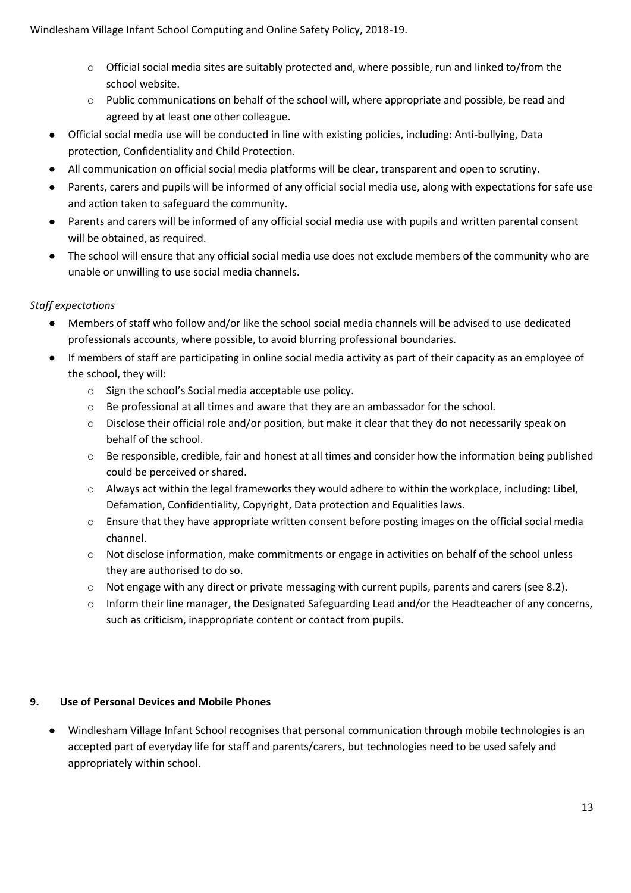- Official social media sites are suitably protected and, where possible, run and linked to/from the school website.
    - Public communications on behalf of the school will, where appropriate and possible, be read and agreed by at least one other colleague.
- Official social media use will be conducted in line with existing policies, including: Anti-bullying, Data protection, Confidentiality and Child Protection.
- All communication on official social media platforms will be clear, transparent and open to scrutiny.
- Parents, carers and pupils will be informed of any official social media use, along with expectations for safe use and action taken to safeguard the community.
- Parents and carers will be informed of any official social media use with pupils and written parental consent will be obtained, as required.
- The school will ensure that any official social media use does not exclude members of the community who are unable or unwilling to use social media channels.

*Staff expectations*

- Members of staff who follow and/or like the school social media channels will be advised to use dedicated professionals accounts, where possible, to avoid blurring professional boundaries.
- If members of staff are participating in online social media activity as part of their capacity as an employee of the school, they will:
    - Sign the school's Social media acceptable use policy.
    - Be professional at all times and aware that they are an ambassador for the school.
    - Disclose their official role and/or position, but make it clear that they do not necessarily speak on behalf of the school.
    - Be responsible, credible, fair and honest at all times and consider how the information being published could be perceived or shared.
    - Always act within the legal frameworks they would adhere to within the workplace, including: Libel, Defamation, Confidentiality, Copyright, Data protection and Equalities laws.
    - Ensure that they have appropriate written consent before posting images on the official social media channel.
    - Not disclose information, make commitments or engage in activities on behalf of the school unless they are authorised to do so.
    - Not engage with any direct or private messaging with current pupils, parents and carers (see 8.2).
    - Inform their line manager, the Designated Safeguarding Lead and/or the Headteacher of any concerns, such as criticism, inappropriate content or contact from pupils.

## 9. Use of Personal Devices and Mobile Phones

- Windlesham Village Infant School recognises that personal communication through mobile technologies is an accepted part of everyday life for staff and parents/carers, but technologies need to be used safely and appropriately within school.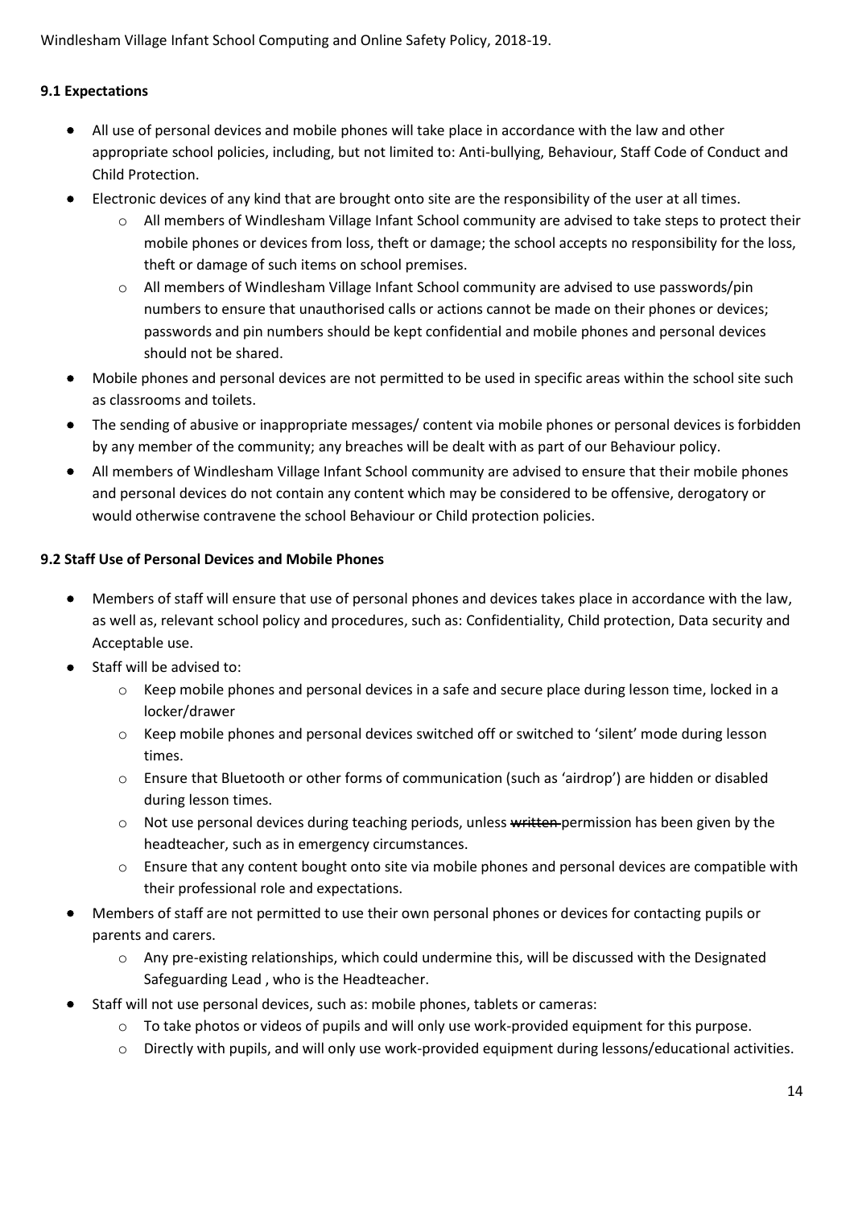**9.1 Expectations**

- All use of personal devices and mobile phones will take place in accordance with the law and other appropriate school policies, including, but not limited to: Anti-bullying, Behaviour, Staff Code of Conduct and Child Protection.
- Electronic devices of any kind that are brought onto site are the responsibility of the user at all times.
    - All members of Windlesham Village Infant School community are advised to take steps to protect their mobile phones or devices from loss, theft or damage; the school accepts no responsibility for the loss, theft or damage of such items on school premises.
    - All members of Windlesham Village Infant School community are advised to use passwords/pin numbers to ensure that unauthorised calls or actions cannot be made on their phones or devices; passwords and pin numbers should be kept confidential and mobile phones and personal devices should not be shared.
- Mobile phones and personal devices are not permitted to be used in specific areas within the school site such as classrooms and toilets.
- The sending of abusive or inappropriate messages/ content via mobile phones or personal devices is forbidden by any member of the community; any breaches will be dealt with as part of our Behaviour policy.
- All members of Windlesham Village Infant School community are advised to ensure that their mobile phones and personal devices do not contain any content which may be considered to be offensive, derogatory or would otherwise contravene the school Behaviour or Child protection policies.

**9.2 Staff Use of Personal Devices and Mobile Phones**

- Members of staff will ensure that use of personal phones and devices takes place in accordance with the law, as well as, relevant school policy and procedures, such as: Confidentiality, Child protection, Data security and Acceptable use.
- Staff will be advised to:
    - Keep mobile phones and personal devices in a safe and secure place during lesson time, locked in a locker/drawer
    - Keep mobile phones and personal devices switched off or switched to 'silent' mode during lesson times.
    - Ensure that Bluetooth or other forms of communication (such as 'airdrop') are hidden or disabled during lesson times.
    - Not use personal devices during teaching periods, unless ~~written~~ permission has been given by the headteacher, such as in emergency circumstances.
    - Ensure that any content bought onto site via mobile phones and personal devices are compatible with their professional role and expectations.
- Members of staff are not permitted to use their own personal phones or devices for contacting pupils or parents and carers.
    - Any pre-existing relationships, which could undermine this, will be discussed with the Designated Safeguarding Lead , who is the Headteacher.
- Staff will not use personal devices, such as: mobile phones, tablets or cameras:
    - To take photos or videos of pupils and will only use work-provided equipment for this purpose.
    - Directly with pupils, and will only use work-provided equipment during lessons/educational activities.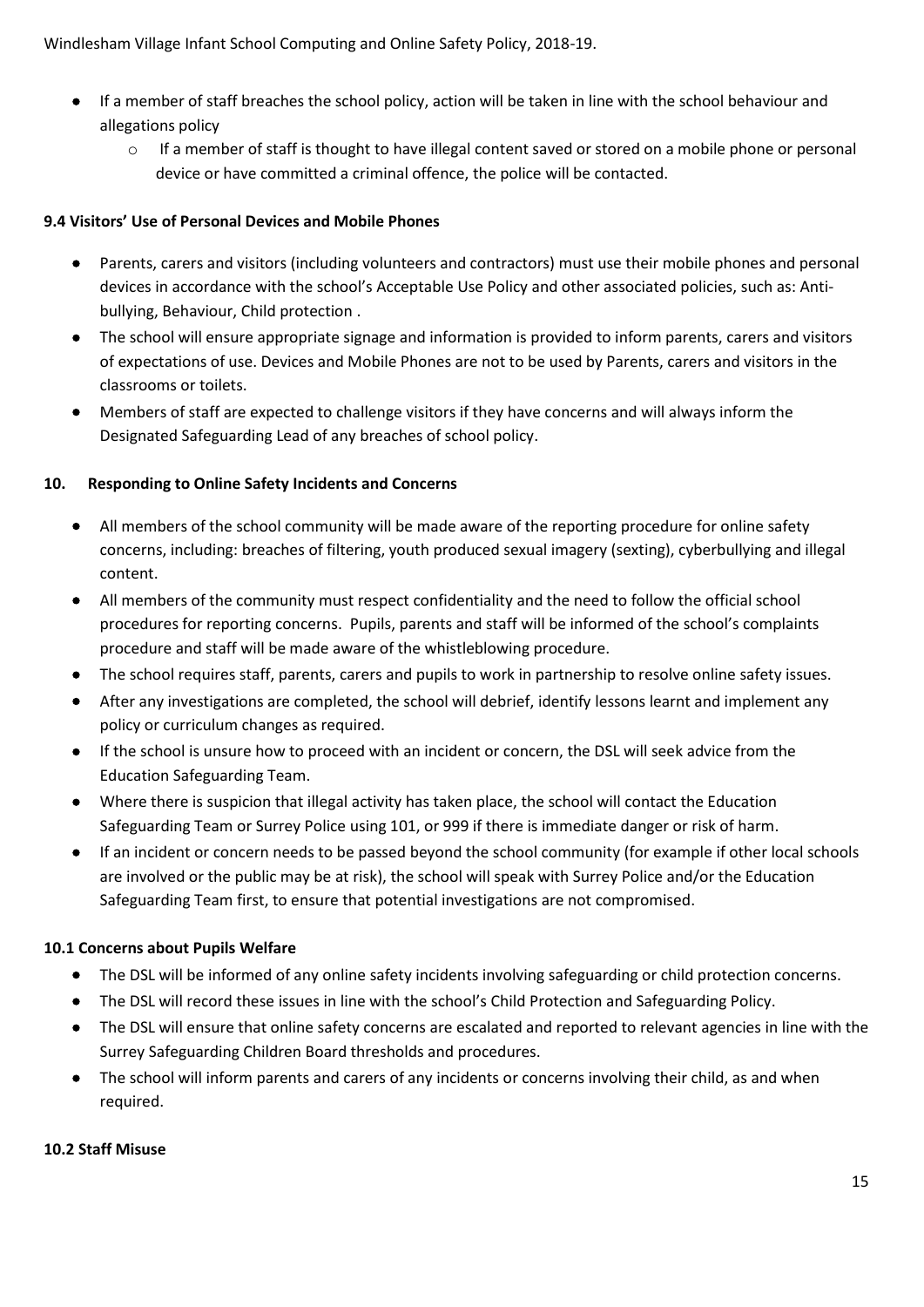- If a member of staff breaches the school policy, action will be taken in line with the school behaviour and allegations policy
  - If a member of staff is thought to have illegal content saved or stored on a mobile phone or personal device or have committed a criminal offence, the police will be contacted.

**9.4 Visitors' Use of Personal Devices and Mobile Phones**

- Parents, carers and visitors (including volunteers and contractors) must use their mobile phones and personal devices in accordance with the school's Acceptable Use Policy and other associated policies, such as: Anti-bullying, Behaviour, Child protection .
- The school will ensure appropriate signage and information is provided to inform parents, carers and visitors of expectations of use. Devices and Mobile Phones are not to be used by Parents, carers and visitors in the classrooms or toilets.
- Members of staff are expected to challenge visitors if they have concerns and will always inform the Designated Safeguarding Lead of any breaches of school policy.

**10. Responding to Online Safety Incidents and Concerns**

- All members of the school community will be made aware of the reporting procedure for online safety concerns, including: breaches of filtering, youth produced sexual imagery (sexting), cyberbullying and illegal content.
- All members of the community must respect confidentiality and the need to follow the official school procedures for reporting concerns. Pupils, parents and staff will be informed of the school's complaints procedure and staff will be made aware of the whistleblowing procedure.
- The school requires staff, parents, carers and pupils to work in partnership to resolve online safety issues.
- After any investigations are completed, the school will debrief, identify lessons learnt and implement any policy or curriculum changes as required.
- If the school is unsure how to proceed with an incident or concern, the DSL will seek advice from the Education Safeguarding Team.
- Where there is suspicion that illegal activity has taken place, the school will contact the Education Safeguarding Team or Surrey Police using 101, or 999 if there is immediate danger or risk of harm.
- If an incident or concern needs to be passed beyond the school community (for example if other local schools are involved or the public may be at risk), the school will speak with Surrey Police and/or the Education Safeguarding Team first, to ensure that potential investigations are not compromised.

**10.1 Concerns about Pupils Welfare**

- The DSL will be informed of any online safety incidents involving safeguarding or child protection concerns.
- The DSL will record these issues in line with the school's Child Protection and Safeguarding Policy.
- The DSL will ensure that online safety concerns are escalated and reported to relevant agencies in line with the Surrey Safeguarding Children Board thresholds and procedures.
- The school will inform parents and carers of any incidents or concerns involving their child, as and when required.

**10.2 Staff Misuse**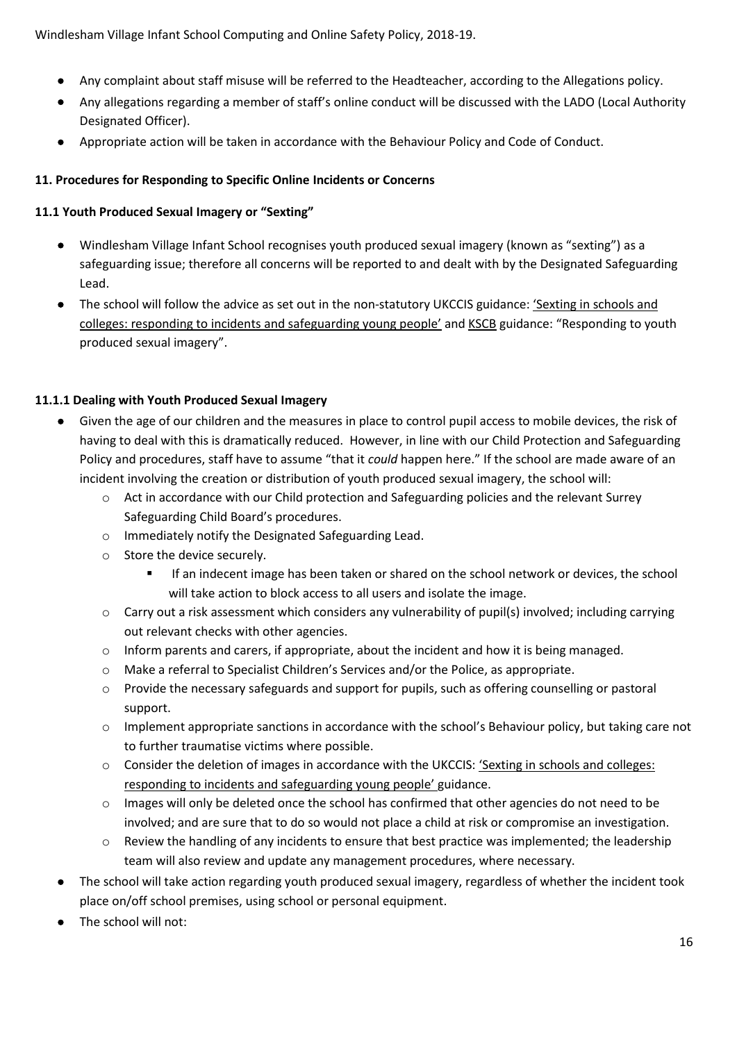- Any complaint about staff misuse will be referred to the Headteacher, according to the Allegations policy.
- Any allegations regarding a member of staff's online conduct will be discussed with the LADO (Local Authority Designated Officer).
- Appropriate action will be taken in accordance with the Behaviour Policy and Code of Conduct.

### 11. Procedures for Responding to Specific Online Incidents or Concerns

#### 11.1 Youth Produced Sexual Imagery or "Sexting"

- Windlesham Village Infant School recognises youth produced sexual imagery (known as "sexting") as a safeguarding issue; therefore all concerns will be reported to and dealt with by the Designated Safeguarding Lead.
- The school will follow the advice as set out in the non-statutory UKCCIS guidance: 'Sexting in schools and colleges: responding to incidents and safeguarding young people' and KSCB guidance: "Responding to youth produced sexual imagery".

#### 11.1.1 Dealing with Youth Produced Sexual Imagery

- Given the age of our children and the measures in place to control pupil access to mobile devices, the risk of having to deal with this is dramatically reduced. However, in line with our Child Protection and Safeguarding Policy and procedures, staff have to assume "that it *could* happen here." If the school are made aware of an incident involving the creation or distribution of youth produced sexual imagery, the school will:
    - Act in accordance with our Child protection and Safeguarding policies and the relevant Surrey Safeguarding Child Board's procedures.
    - Immediately notify the Designated Safeguarding Lead.
    - Store the device securely.
        - If an indecent image has been taken or shared on the school network or devices, the school will take action to block access to all users and isolate the image.
    - Carry out a risk assessment which considers any vulnerability of pupil(s) involved; including carrying out relevant checks with other agencies.
    - Inform parents and carers, if appropriate, about the incident and how it is being managed.
    - Make a referral to Specialist Children's Services and/or the Police, as appropriate.
    - Provide the necessary safeguards and support for pupils, such as offering counselling or pastoral support.
    - Implement appropriate sanctions in accordance with the school's Behaviour policy, but taking care not to further traumatise victims where possible.
    - Consider the deletion of images in accordance with the UKCCIS: 'Sexting in schools and colleges: responding to incidents and safeguarding young people' guidance.
    - Images will only be deleted once the school has confirmed that other agencies do not need to be involved; and are sure that to do so would not place a child at risk or compromise an investigation.
    - Review the handling of any incidents to ensure that best practice was implemented; the leadership team will also review and update any management procedures, where necessary.
- The school will take action regarding youth produced sexual imagery, regardless of whether the incident took place on/off school premises, using school or personal equipment.
- The school will not: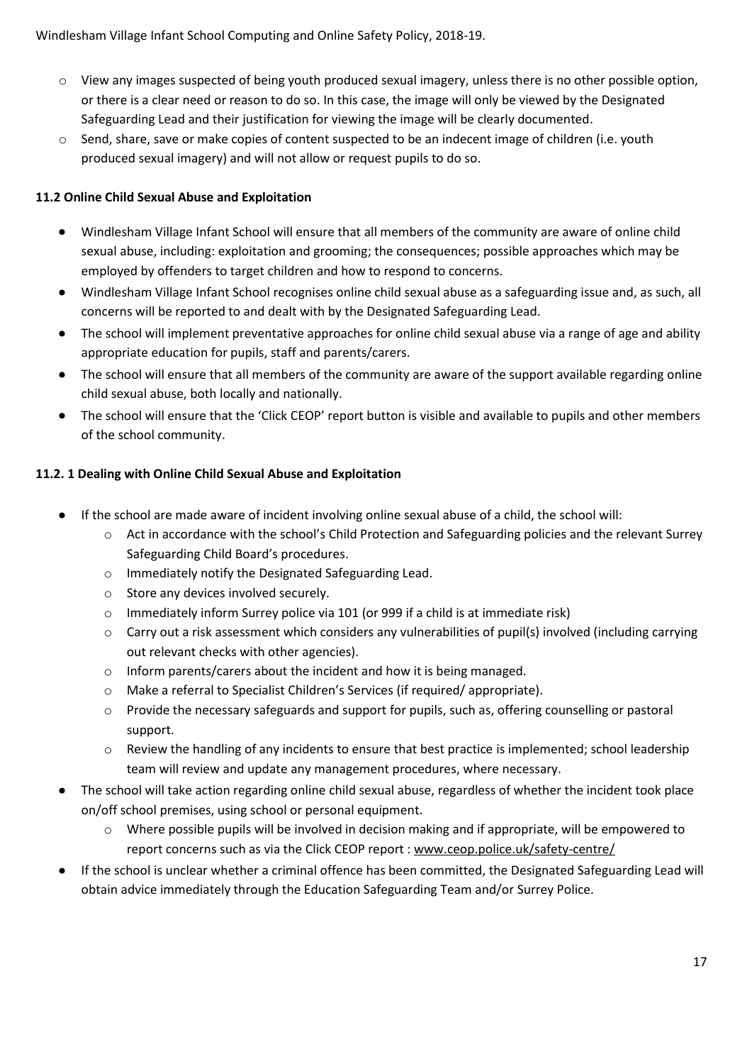- View any images suspected of being youth produced sexual imagery, unless there is no other possible option, or there is a clear need or reason to do so. In this case, the image will only be viewed by the Designated Safeguarding Lead and their justification for viewing the image will be clearly documented.
- Send, share, save or make copies of content suspected to be an indecent image of children (i.e. youth produced sexual imagery) and will not allow or request pupils to do so.

**11.2 Online Child Sexual Abuse and Exploitation**

- Windlesham Village Infant School will ensure that all members of the community are aware of online child sexual abuse, including: exploitation and grooming; the consequences; possible approaches which may be employed by offenders to target children and how to respond to concerns.
- Windlesham Village Infant School recognises online child sexual abuse as a safeguarding issue and, as such, all concerns will be reported to and dealt with by the Designated Safeguarding Lead.
- The school will implement preventative approaches for online child sexual abuse via a range of age and ability appropriate education for pupils, staff and parents/carers.
- The school will ensure that all members of the community are aware of the support available regarding online child sexual abuse, both locally and nationally.
- The school will ensure that the 'Click CEOP' report button is visible and available to pupils and other members of the school community.

**11.2. 1 Dealing with Online Child Sexual Abuse and Exploitation**

- If the school are made aware of incident involving online sexual abuse of a child, the school will:
  - Act in accordance with the school's Child Protection and Safeguarding policies and the relevant Surrey Safeguarding Child Board's procedures.
  - Immediately notify the Designated Safeguarding Lead.
  - Store any devices involved securely.
  - Immediately inform Surrey police via 101 (or 999 if a child is at immediate risk)
  - Carry out a risk assessment which considers any vulnerabilities of pupil(s) involved (including carrying out relevant checks with other agencies).
  - Inform parents/carers about the incident and how it is being managed.
  - Make a referral to Specialist Children's Services (if required/ appropriate).
  - Provide the necessary safeguards and support for pupils, such as, offering counselling or pastoral support.
  - Review the handling of any incidents to ensure that best practice is implemented; school leadership team will review and update any management procedures, where necessary.
- The school will take action regarding online child sexual abuse, regardless of whether the incident took place on/off school premises, using school or personal equipment.
  - Where possible pupils will be involved in decision making and if appropriate, will be empowered to report concerns such as via the Click CEOP report : www.ceop.police.uk/safety-centre/
- If the school is unclear whether a criminal offence has been committed, the Designated Safeguarding Lead will obtain advice immediately through the Education Safeguarding Team and/or Surrey Police.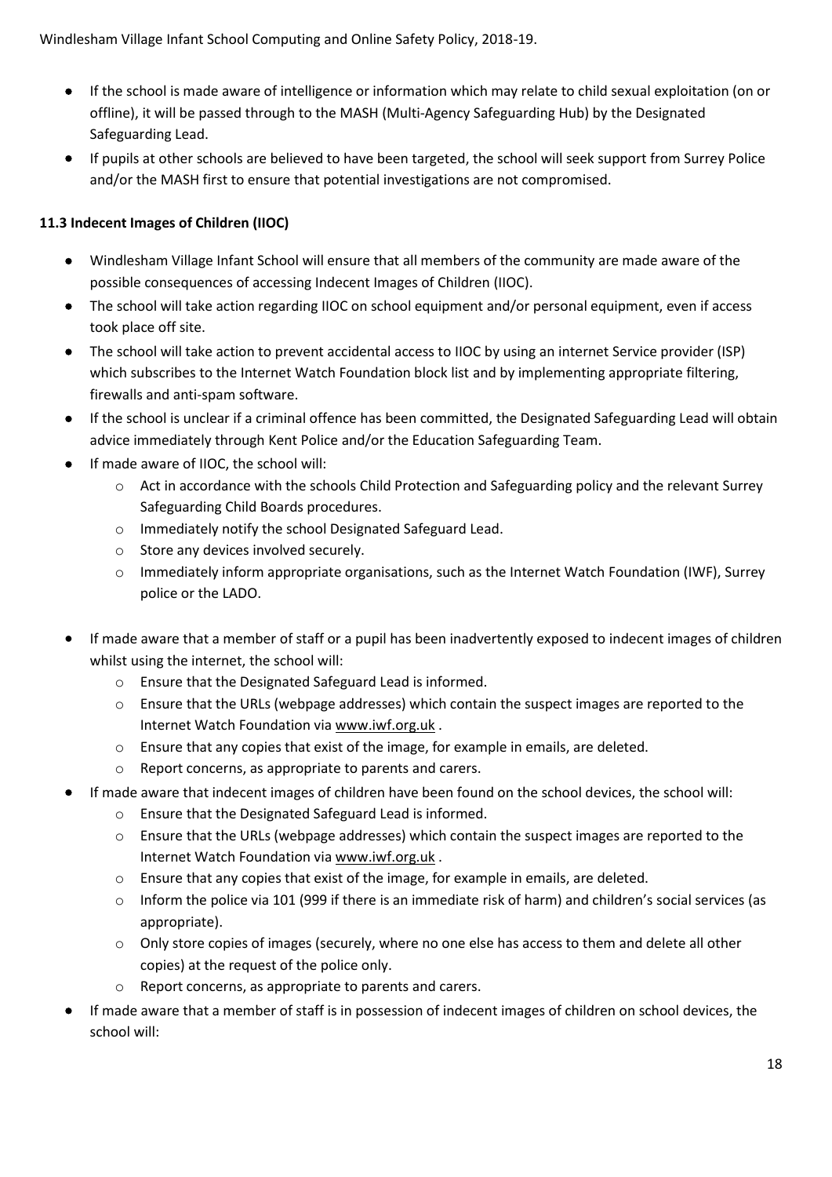- If the school is made aware of intelligence or information which may relate to child sexual exploitation (on or offline), it will be passed through to the MASH (Multi-Agency Safeguarding Hub) by the Designated Safeguarding Lead.
- If pupils at other schools are believed to have been targeted, the school will seek support from Surrey Police and/or the MASH first to ensure that potential investigations are not compromised.

**11.3 Indecent Images of Children (IIOC)**

- Windlesham Village Infant School will ensure that all members of the community are made aware of the possible consequences of accessing Indecent Images of Children (IIOC).
- The school will take action regarding IIOC on school equipment and/or personal equipment, even if access took place off site.
- The school will take action to prevent accidental access to IIOC by using an internet Service provider (ISP) which subscribes to the Internet Watch Foundation block list and by implementing appropriate filtering, firewalls and anti-spam software.
- If the school is unclear if a criminal offence has been committed, the Designated Safeguarding Lead will obtain advice immediately through Kent Police and/or the Education Safeguarding Team.
- If made aware of IIOC, the school will:
    - Act in accordance with the schools Child Protection and Safeguarding policy and the relevant Surrey Safeguarding Child Boards procedures.
    - Immediately notify the school Designated Safeguard Lead.
    - Store any devices involved securely.
    - Immediately inform appropriate organisations, such as the Internet Watch Foundation (IWF), Surrey police or the LADO.
- If made aware that a member of staff or a pupil has been inadvertently exposed to indecent images of children whilst using the internet, the school will:
    - Ensure that the Designated Safeguard Lead is informed.
    - Ensure that the URLs (webpage addresses) which contain the suspect images are reported to the Internet Watch Foundation via www.iwf.org.uk .
    - Ensure that any copies that exist of the image, for example in emails, are deleted.
    - Report concerns, as appropriate to parents and carers.
- If made aware that indecent images of children have been found on the school devices, the school will:
    - Ensure that the Designated Safeguard Lead is informed.
    - Ensure that the URLs (webpage addresses) which contain the suspect images are reported to the Internet Watch Foundation via www.iwf.org.uk .
    - Ensure that any copies that exist of the image, for example in emails, are deleted.
    - Inform the police via 101 (999 if there is an immediate risk of harm) and children's social services (as appropriate).
    - Only store copies of images (securely, where no one else has access to them and delete all other copies) at the request of the police only.
    - Report concerns, as appropriate to parents and carers.
- If made aware that a member of staff is in possession of indecent images of children on school devices, the school will: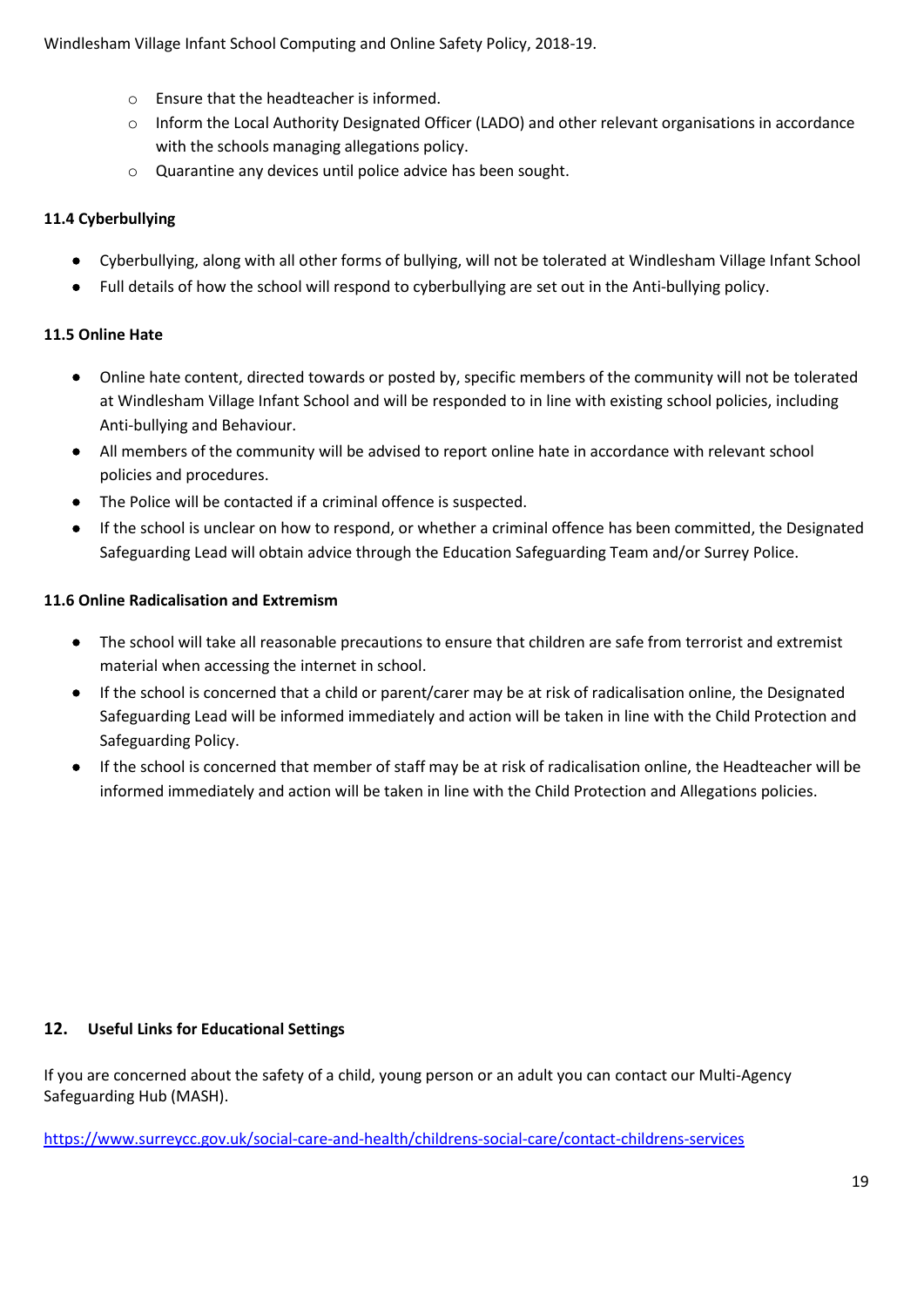- Ensure that the headteacher is informed.
- Inform the Local Authority Designated Officer (LADO) and other relevant organisations in accordance with the schools managing allegations policy.
- Quarantine any devices until police advice has been sought.

**11.4 Cyberbullying**

- Cyberbullying, along with all other forms of bullying, will not be tolerated at Windlesham Village Infant School
- Full details of how the school will respond to cyberbullying are set out in the Anti-bullying policy.

**11.5 Online Hate**

- Online hate content, directed towards or posted by, specific members of the community will not be tolerated at Windlesham Village Infant School and will be responded to in line with existing school policies, including Anti-bullying and Behaviour.
- All members of the community will be advised to report online hate in accordance with relevant school policies and procedures.
- The Police will be contacted if a criminal offence is suspected.
- If the school is unclear on how to respond, or whether a criminal offence has been committed, the Designated Safeguarding Lead will obtain advice through the Education Safeguarding Team and/or Surrey Police.

**11.6 Online Radicalisation and Extremism**

- The school will take all reasonable precautions to ensure that children are safe from terrorist and extremist material when accessing the internet in school.
- If the school is concerned that a child or parent/carer may be at risk of radicalisation online, the Designated Safeguarding Lead will be informed immediately and action will be taken in line with the Child Protection and Safeguarding Policy.
- If the school is concerned that member of staff may be at risk of radicalisation online, the Headteacher will be informed immediately and action will be taken in line with the Child Protection and Allegations policies.

## 12. Useful Links for Educational Settings

If you are concerned about the safety of a child, young person or an adult you can contact our Multi-Agency Safeguarding Hub (MASH).

https://www.surreycc.gov.uk/social-care-and-health/childrens-social-care/contact-childrens-services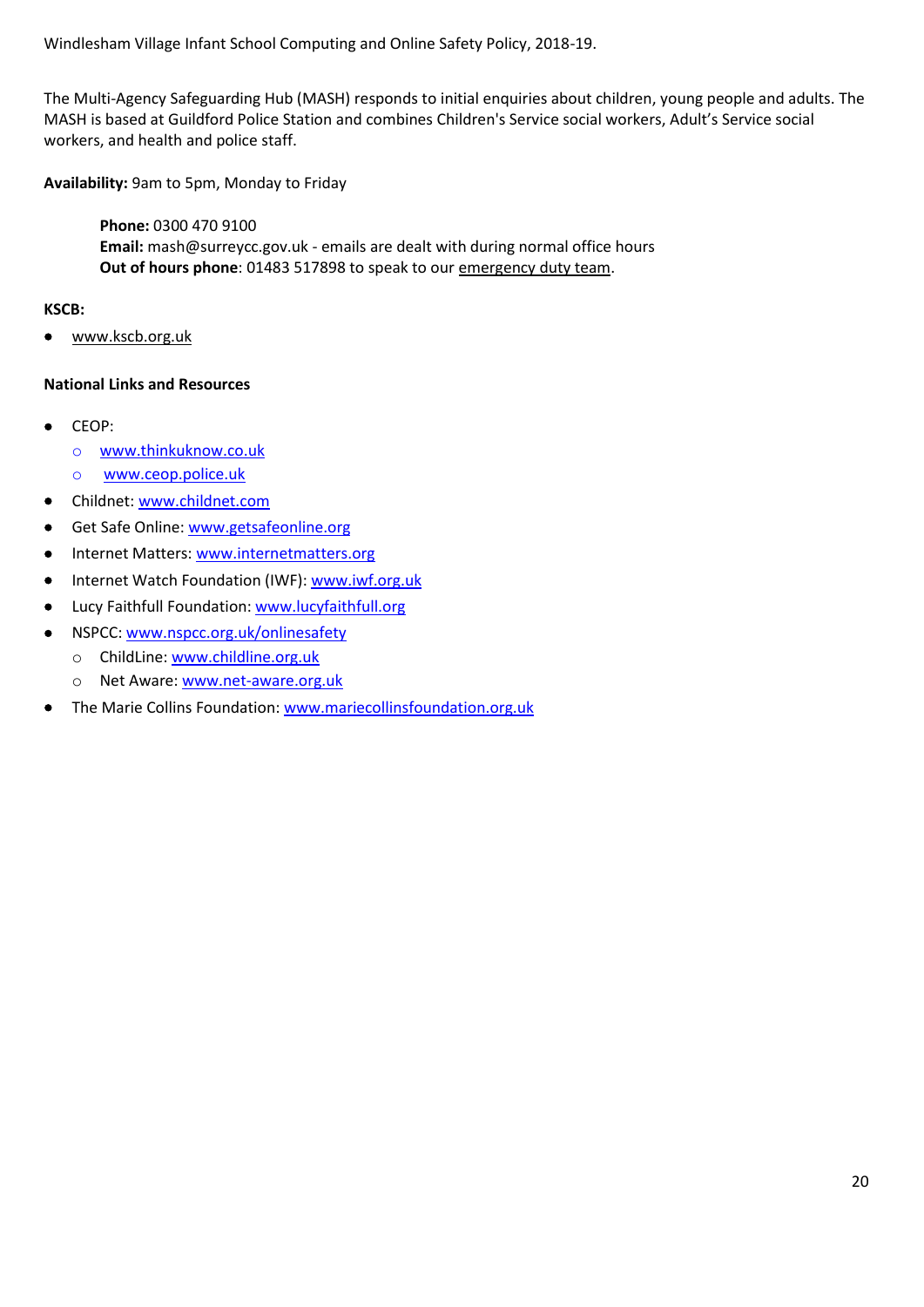The Multi-Agency Safeguarding Hub (MASH) responds to initial enquiries about children, young people and adults. The MASH is based at Guildford Police Station and combines Children's Service social workers, Adult's Service social workers, and health and police staff.

**Availability:** 9am to 5pm, Monday to Friday

> **Phone:** 0300 470 9100
> **Email:** mash@surreycc.gov.uk - emails are dealt with during normal office hours
> **Out of hours phone**: 01483 517898 to speak to our emergency duty team.

**KSCB:**

- www.kscb.org.uk

**National Links and Resources**

- CEOP:
  - www.thinkuknow.co.uk
  - www.ceop.police.uk
- Childnet: www.childnet.com
- Get Safe Online: www.getsafeonline.org
- Internet Matters: www.internetmatters.org
- Internet Watch Foundation (IWF): www.iwf.org.uk
- Lucy Faithfull Foundation: www.lucyfaithfull.org
- NSPCC: www.nspcc.org.uk/onlinesafety
  - ChildLine: www.childline.org.uk
  - Net Aware: www.net-aware.org.uk
- The Marie Collins Foundation: www.mariecollinsfoundation.org.uk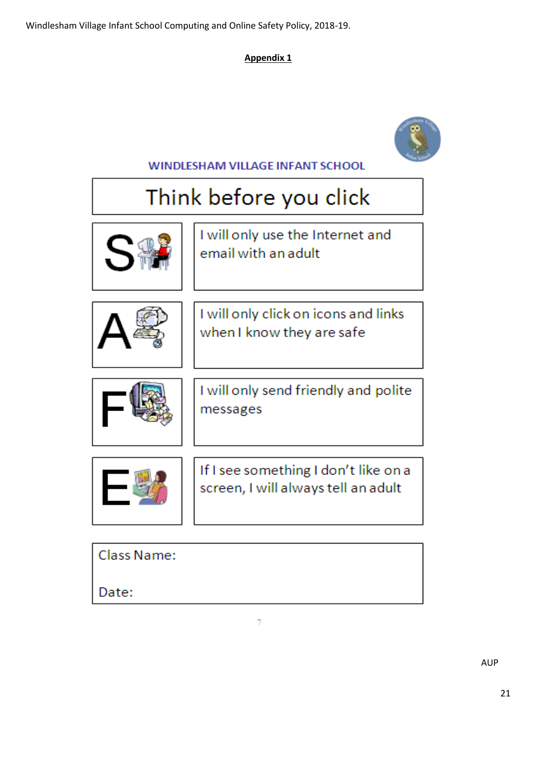## Appendix 1

**WINDLESHAM VILLAGE INFANT SCHOOL**

# Think before you click

| | |
|---|---|
| **S** | I will only use the Internet and email with an adult |
| **A** | I will only click on icons and links when I know they are safe |
| **F** | I will only send friendly and polite messages |
| **E** | If I see something I don't like on a screen, I will always tell an adult |

Class Name:

Date:

AUP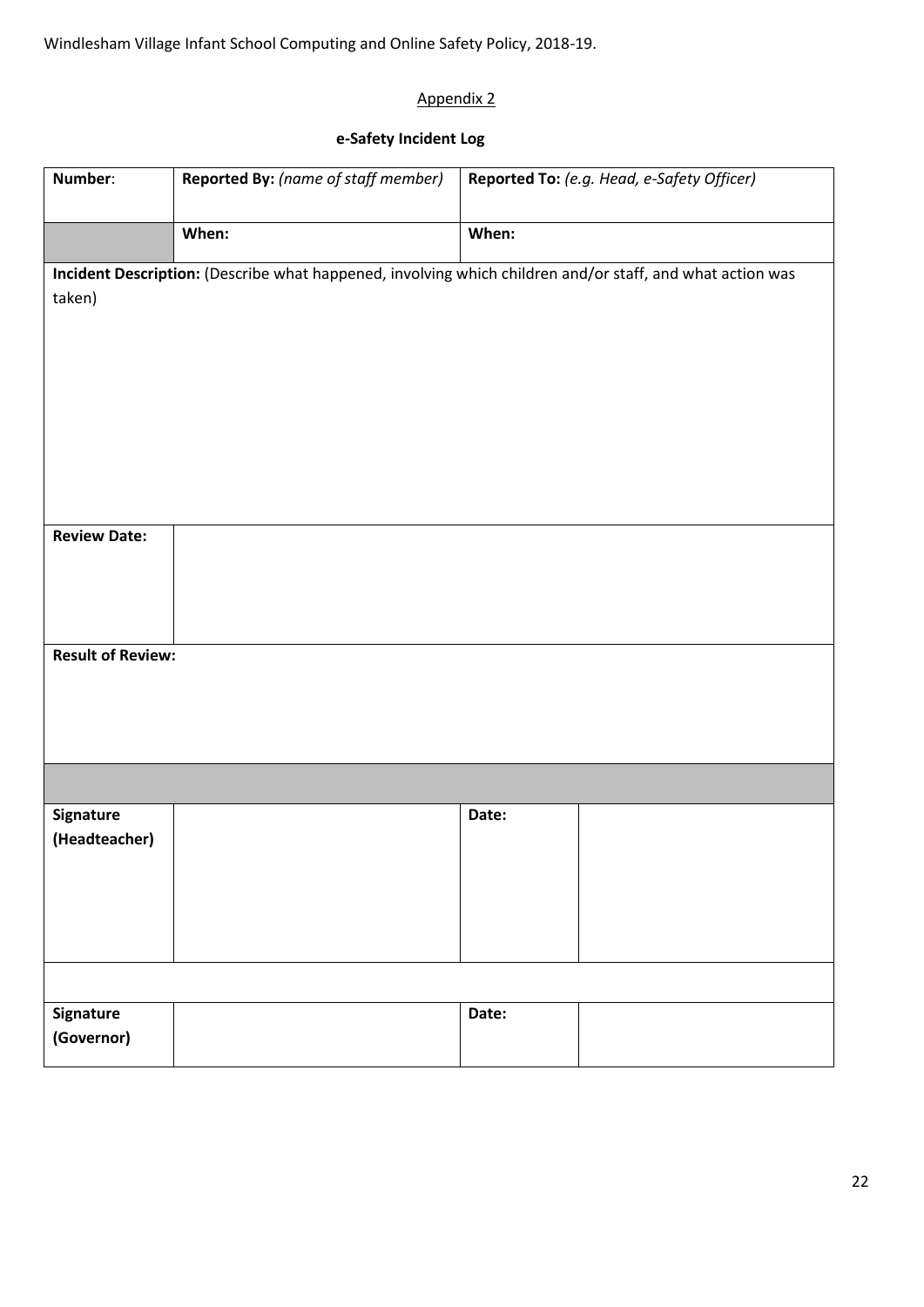Appendix 2

**e-Safety Incident Log**

| | | | |
|---|---|---|---|
| **Number**: | **Reported By:** *(name of staff member)* | **Reported To:** *(e.g. Head, e-Safety Officer)* | |
| | **When:** | **When:** | |
| **Incident Description:** (Describe what happened, involving which children and/or staff, and what action was taken) | | | |
| **Review Date:** | | | |
| **Result of Review:** | | | |
| | | | |
| **Signature (Headteacher)** | | **Date:** | |
| | | | |
| **Signature (Governor)** | | **Date:** | |